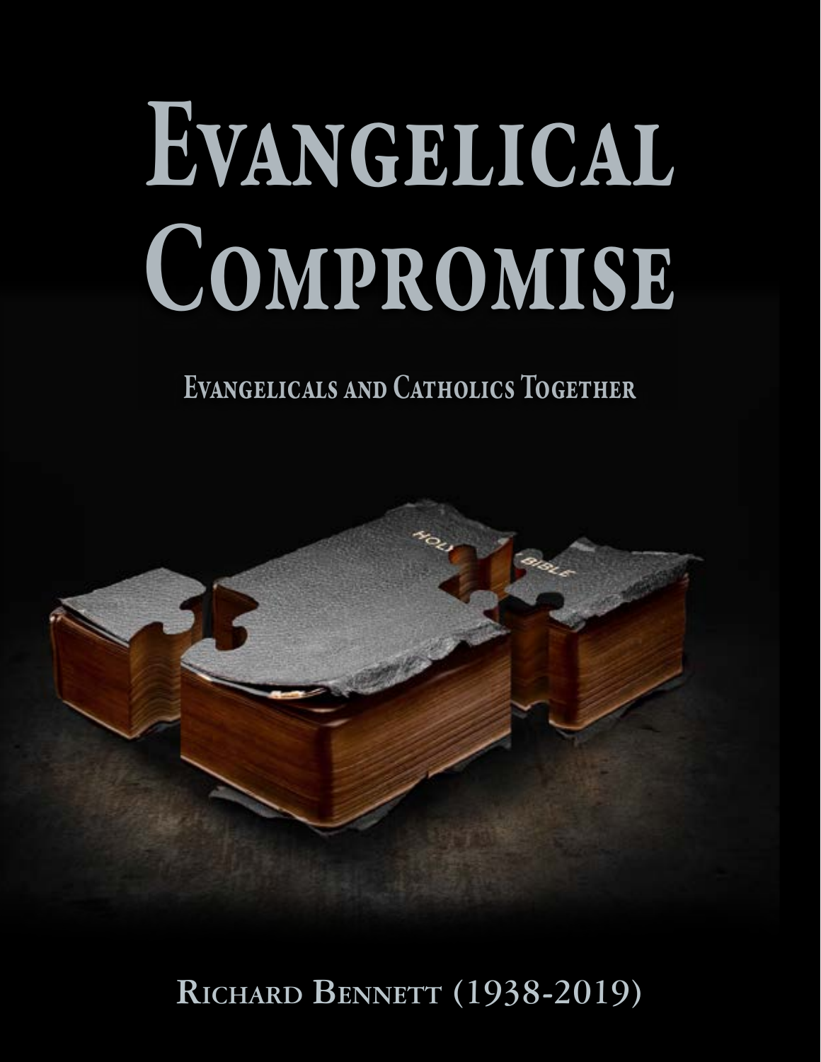# Evangelical Compromise

## Evangelicals and Catholics Together

Richard Bennett (1938-2019)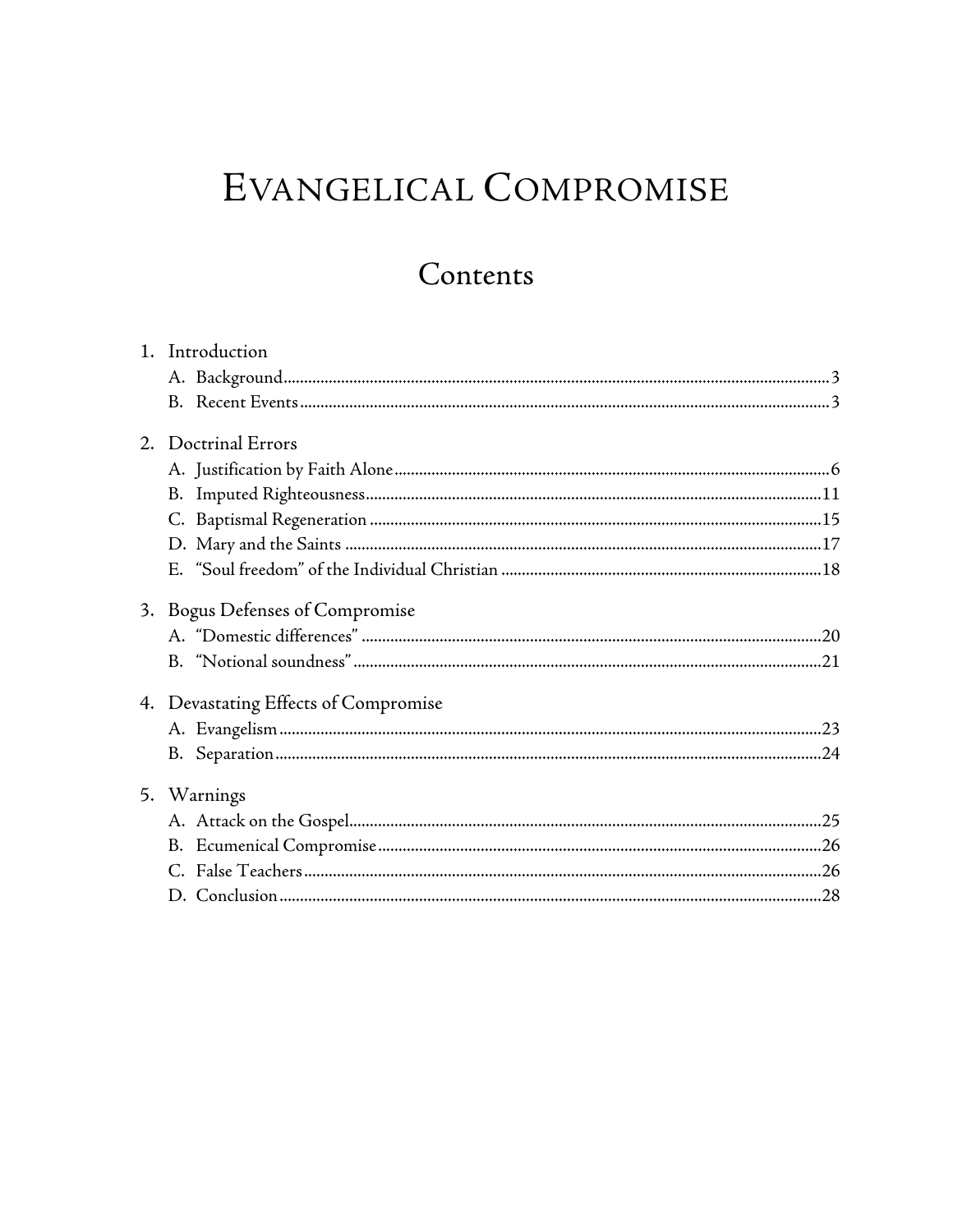# Evangelical Compromise

## Contents

1. Introduction
   - A. Background ... 3
   - B. Recent Events ... 3
2. Doctrinal Errors
   - A. Justification by Faith Alone ... 6
   - B. Imputed Righteousness ... 11
   - C. Baptismal Regeneration ... 15
   - D. Mary and the Saints ... 17
   - E. "Soul freedom" of the Individual Christian ... 18
3. Bogus Defenses of Compromise
   - A. "Domestic differences" ... 20
   - B. "Notional soundness" ... 21
4. Devastating Effects of Compromise
   - A. Evangelism ... 23
   - B. Separation ... 24
5. Warnings
   - A. Attack on the Gospel ... 25
   - B. Ecumenical Compromise ... 26
   - C. False Teachers ... 26
   - D. Conclusion ... 28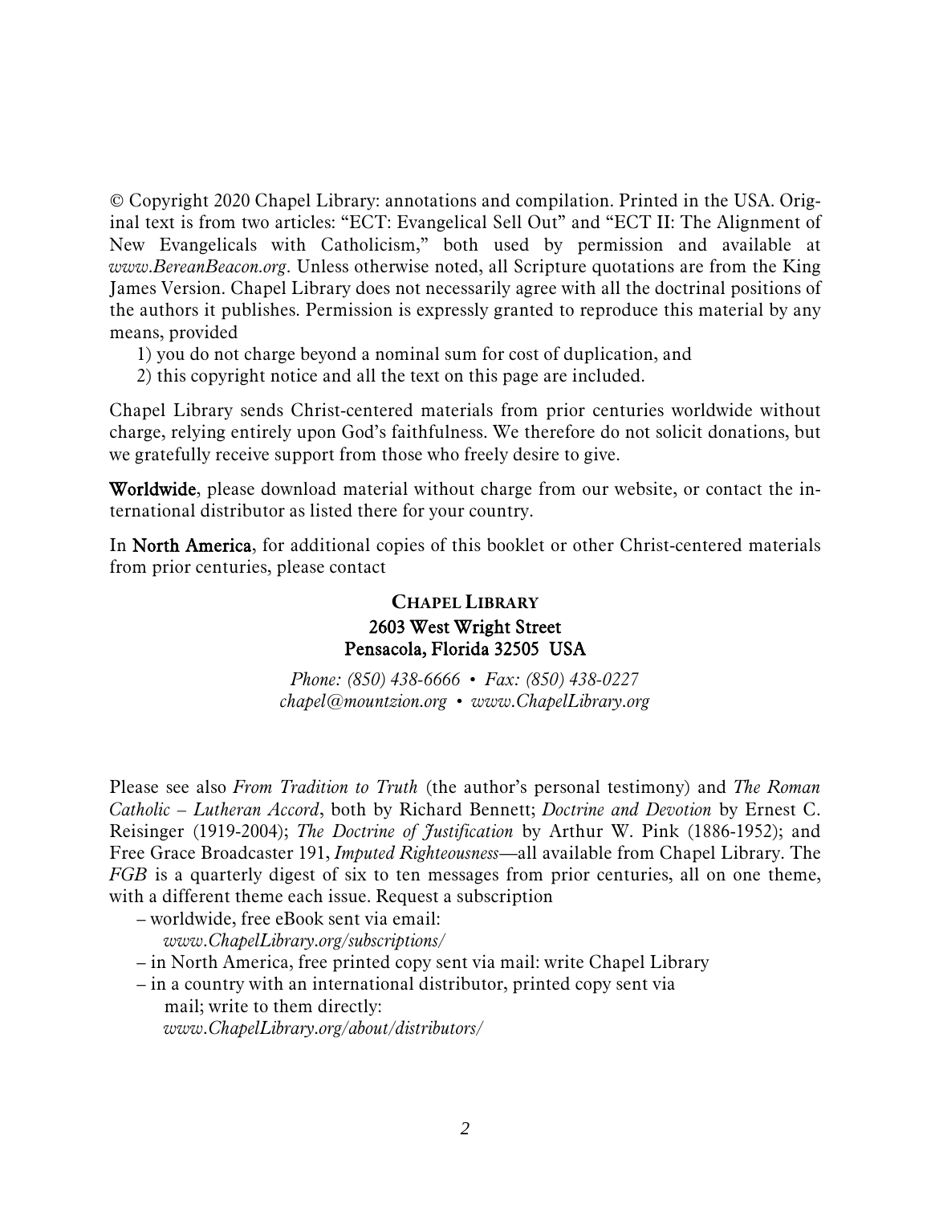© Copyright 2020 Chapel Library: annotations and compilation. Printed in the USA. Original text is from two articles: "ECT: Evangelical Sell Out" and "ECT II: The Alignment of New Evangelicals with Catholicism," both used by permission and available at *www.BereanBeacon.org*. Unless otherwise noted, all Scripture quotations are from the King James Version. Chapel Library does not necessarily agree with all the doctrinal positions of the authors it publishes. Permission is expressly granted to reproduce this material by any means, provided

1) you do not charge beyond a nominal sum for cost of duplication, and
2) this copyright notice and all the text on this page are included.

Chapel Library sends Christ-centered materials from prior centuries worldwide without charge, relying entirely upon God's faithfulness. We therefore do not solicit donations, but we gratefully receive support from those who freely desire to give.

**Worldwide**, please download material without charge from our website, or contact the international distributor as listed there for your country.

In **North America**, for additional copies of this booklet or other Christ-centered materials from prior centuries, please contact

**CHAPEL LIBRARY**
**2603 West Wright Street**
**Pensacola, Florida 32505 USA**

*Phone: (850) 438-6666 • Fax: (850) 438-0227*
*chapel@mountzion.org • www.ChapelLibrary.org*

Please see also *From Tradition to Truth* (the author's personal testimony) and *The Roman Catholic – Lutheran Accord*, both by Richard Bennett; *Doctrine and Devotion* by Ernest C. Reisinger (1919-2004); *The Doctrine of Justification* by Arthur W. Pink (1886-1952); and Free Grace Broadcaster 191, *Imputed Righteousness*—all available from Chapel Library. The *FGB* is a quarterly digest of six to ten messages from prior centuries, all on one theme, with a different theme each issue. Request a subscription

- worldwide, free eBook sent via email: *www.ChapelLibrary.org/subscriptions/*
- in North America, free printed copy sent via mail: write Chapel Library
- in a country with an international distributor, printed copy sent via mail; write to them directly: *www.ChapelLibrary.org/about/distributors/*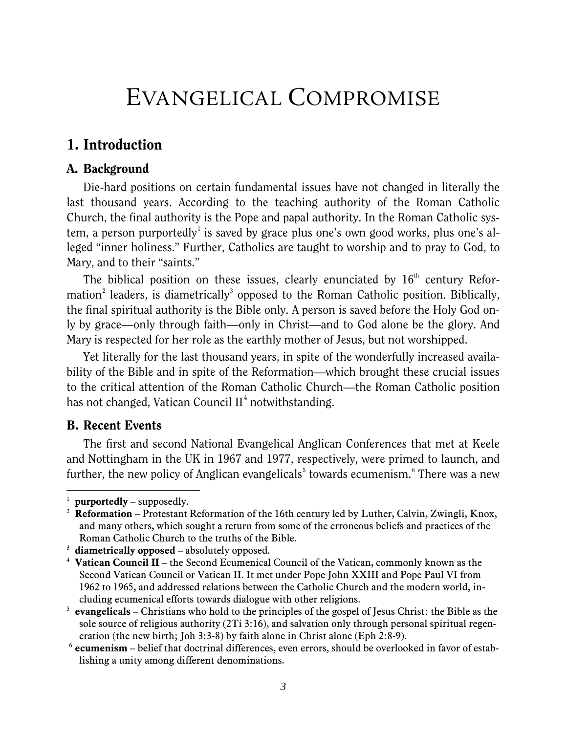# Evangelical Compromise

## 1. Introduction

### A. Background

Die-hard positions on certain fundamental issues have not changed in literally the last thousand years. According to the teaching authority of the Roman Catholic Church, the final authority is the Pope and papal authority. In the Roman Catholic system, a person purportedly[1] is saved by grace plus one's own good works, plus one's alleged "inner holiness." Further, Catholics are taught to worship and to pray to God, to Mary, and to their "saints."

The biblical position on these issues, clearly enunciated by 16th century Reformation[2] leaders, is diametrically[3] opposed to the Roman Catholic position. Biblically, the final spiritual authority is the Bible only. A person is saved before the Holy God only by grace—only through faith—only in Christ—and to God alone be the glory. And Mary is respected for her role as the earthly mother of Jesus, but not worshipped.

Yet literally for the last thousand years, in spite of the wonderfully increased availability of the Bible and in spite of the Reformation—which brought these crucial issues to the critical attention of the Roman Catholic Church—the Roman Catholic position has not changed, Vatican Council II[4] notwithstanding.

### B. Recent Events

The first and second National Evangelical Anglican Conferences that met at Keele and Nottingham in the UK in 1967 and 1977, respectively, were primed to launch, and further, the new policy of Anglican evangelicals[5] towards ecumenism.[6] There was a new

---

[1] **purportedly** – supposedly.

[2] **Reformation** – Protestant Reformation of the 16th century led by Luther, Calvin, Zwingli, Knox, and many others, which sought a return from some of the erroneous beliefs and practices of the Roman Catholic Church to the truths of the Bible.

[3] **diametrically opposed** – absolutely opposed.

[4] **Vatican Council II** – the Second Ecumenical Council of the Vatican, commonly known as the Second Vatican Council or Vatican II. It met under Pope John XXIII and Pope Paul VI from 1962 to 1965, and addressed relations between the Catholic Church and the modern world, including ecumenical efforts towards dialogue with other religions.

[5] **evangelicals** – Christians who hold to the principles of the gospel of Jesus Christ: the Bible as the sole source of religious authority (2Ti 3:16), and salvation only through personal spiritual regeneration (the new birth; Joh 3:3-8) by faith alone in Christ alone (Eph 2:8-9).

[6] **ecumenism** – belief that doctrinal differences, even errors, should be overlooked in favor of establishing a unity among different denominations.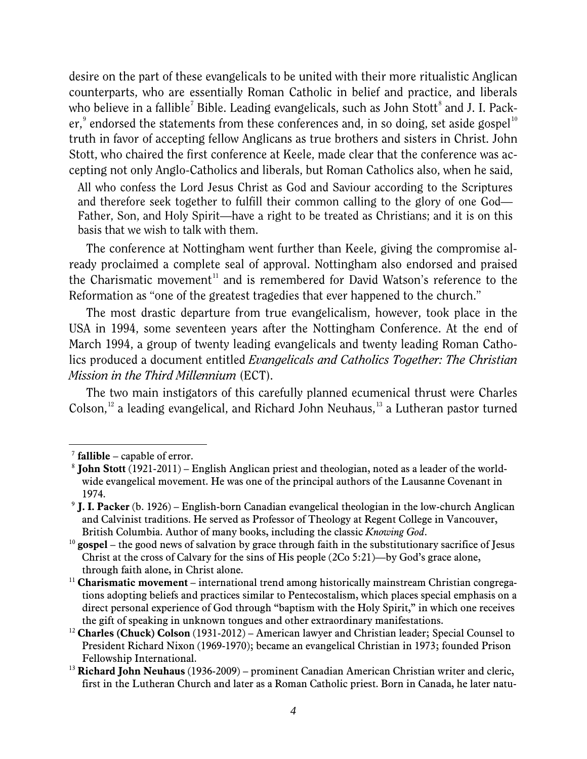desire on the part of these evangelicals to be united with their more ritualistic Anglican counterparts, who are essentially Roman Catholic in belief and practice, and liberals who believe in a fallible[7] Bible. Leading evangelicals, such as John Stott[8] and J. I. Packer,[9] endorsed the statements from these conferences and, in so doing, set aside gospel[10] truth in favor of accepting fellow Anglicans as true brothers and sisters in Christ. John Stott, who chaired the first conference at Keele, made clear that the conference was accepting not only Anglo-Catholics and liberals, but Roman Catholics also, when he said,

> All who confess the Lord Jesus Christ as God and Saviour according to the Scriptures and therefore seek together to fulfill their common calling to the glory of one God—Father, Son, and Holy Spirit—have a right to be treated as Christians; and it is on this basis that we wish to talk with them.

The conference at Nottingham went further than Keele, giving the compromise already proclaimed a complete seal of approval. Nottingham also endorsed and praised the Charismatic movement[11] and is remembered for David Watson's reference to the Reformation as "one of the greatest tragedies that ever happened to the church."

The most drastic departure from true evangelicalism, however, took place in the USA in 1994, some seventeen years after the Nottingham Conference. At the end of March 1994, a group of twenty leading evangelicals and twenty leading Roman Catholics produced a document entitled *Evangelicals and Catholics Together: The Christian Mission in the Third Millennium* (ECT).

The two main instigators of this carefully planned ecumenical thrust were Charles Colson,[12] a leading evangelical, and Richard John Neuhaus,[13] a Lutheran pastor turned

---

[7] **fallible** – capable of error.

[8] **John Stott** (1921-2011) – English Anglican priest and theologian, noted as a leader of the worldwide evangelical movement. He was one of the principal authors of the Lausanne Covenant in 1974.

[9] **J. I. Packer** (b. 1926) – English-born Canadian evangelical theologian in the low-church Anglican and Calvinist traditions. He served as Professor of Theology at Regent College in Vancouver, British Columbia. Author of many books, including the classic *Knowing God*.

[10] **gospel** – the good news of salvation by grace through faith in the substitutionary sacrifice of Jesus Christ at the cross of Calvary for the sins of His people (2Co 5:21)—by God's grace alone, through faith alone, in Christ alone.

[11] **Charismatic movement** – international trend among historically mainstream Christian congregations adopting beliefs and practices similar to Pentecostalism, which places special emphasis on a direct personal experience of God through "baptism with the Holy Spirit," in which one receives the gift of speaking in unknown tongues and other extraordinary manifestations.

[12] **Charles (Chuck) Colson** (1931-2012) – American lawyer and Christian leader; Special Counsel to President Richard Nixon (1969-1970); became an evangelical Christian in 1973; founded Prison Fellowship International.

[13] **Richard John Neuhaus** (1936-2009) – prominent Canadian American Christian writer and cleric, first in the Lutheran Church and later as a Roman Catholic priest. Born in Canada, he later natu-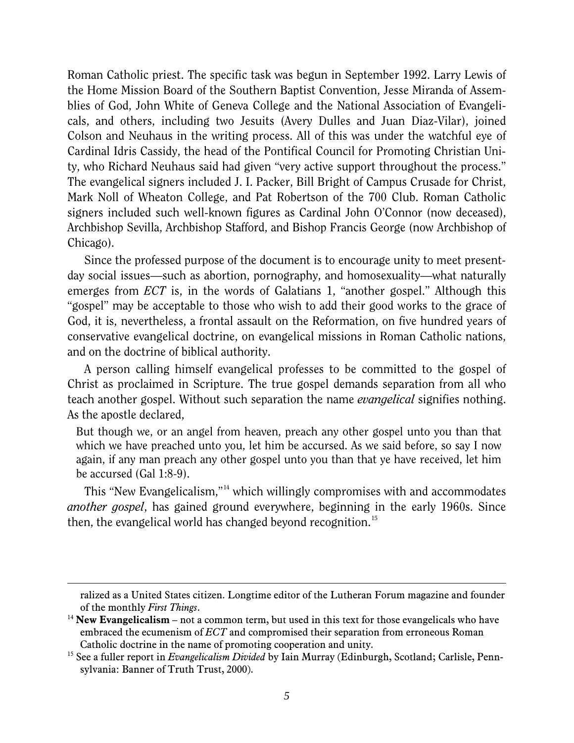Roman Catholic priest. The specific task was begun in September 1992. Larry Lewis of the Home Mission Board of the Southern Baptist Convention, Jesse Miranda of Assemblies of God, John White of Geneva College and the National Association of Evangelicals, and others, including two Jesuits (Avery Dulles and Juan Diaz-Vilar), joined Colson and Neuhaus in the writing process. All of this was under the watchful eye of Cardinal Idris Cassidy, the head of the Pontifical Council for Promoting Christian Unity, who Richard Neuhaus said had given "very active support throughout the process." The evangelical signers included J. I. Packer, Bill Bright of Campus Crusade for Christ, Mark Noll of Wheaton College, and Pat Robertson of the 700 Club. Roman Catholic signers included such well-known figures as Cardinal John O'Connor (now deceased), Archbishop Sevilla, Archbishop Stafford, and Bishop Francis George (now Archbishop of Chicago).

Since the professed purpose of the document is to encourage unity to meet present-day social issues—such as abortion, pornography, and homosexuality—what naturally emerges from *ECT* is, in the words of Galatians 1, "another gospel." Although this "gospel" may be acceptable to those who wish to add their good works to the grace of God, it is, nevertheless, a frontal assault on the Reformation, on five hundred years of conservative evangelical doctrine, on evangelical missions in Roman Catholic nations, and on the doctrine of biblical authority.

A person calling himself evangelical professes to be committed to the gospel of Christ as proclaimed in Scripture. The true gospel demands separation from all who teach another gospel. Without such separation the name *evangelical* signifies nothing. As the apostle declared,

> But though we, or an angel from heaven, preach any other gospel unto you than that which we have preached unto you, let him be accursed. As we said before, so say I now again, if any man preach any other gospel unto you than that ye have received, let him be accursed (Gal 1:8-9).

This "New Evangelicalism,"[14] which willingly compromises with and accommodates *another gospel*, has gained ground everywhere, beginning in the early 1960s. Since then, the evangelical world has changed beyond recognition.[15]

---

ralized as a United States citizen. Longtime editor of the Lutheran Forum magazine and founder of the monthly *First Things*.

[14] **New Evangelicalism** – not a common term, but used in this text for those evangelicals who have embraced the ecumenism of *ECT* and compromised their separation from erroneous Roman Catholic doctrine in the name of promoting cooperation and unity.

[15] See a fuller report in *Evangelicalism Divided* by Iain Murray (Edinburgh, Scotland; Carlisle, Pennsylvania: Banner of Truth Trust, 2000).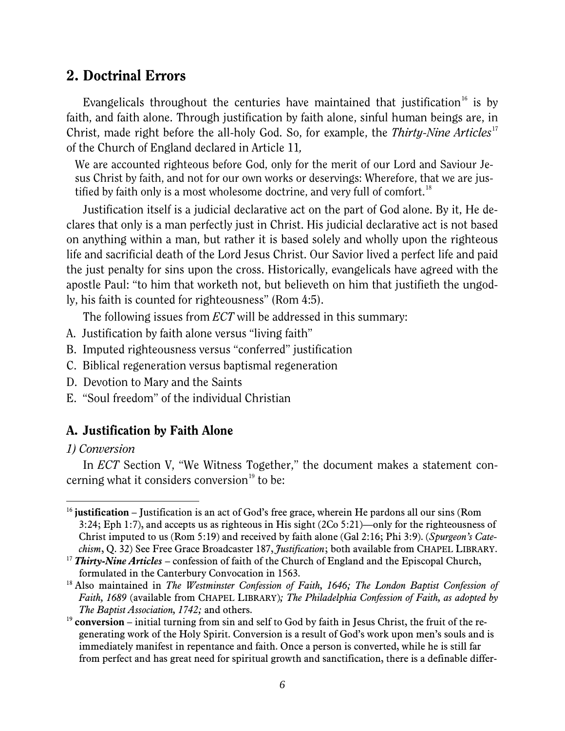## 2. Doctrinal Errors

Evangelicals throughout the centuries have maintained that justification[16] is by faith, and faith alone. Through justification by faith alone, sinful human beings are, in Christ, made right before the all-holy God. So, for example, the *Thirty-Nine Articles*[17] of the Church of England declared in Article 11,

> We are accounted righteous before God, only for the merit of our Lord and Saviour Jesus Christ by faith, and not for our own works or deservings: Wherefore, that we are justified by faith only is a most wholesome doctrine, and very full of comfort.[18]

Justification itself is a judicial declarative act on the part of God alone. By it, He declares that only is a man perfectly just in Christ. His judicial declarative act is not based on anything within a man, but rather it is based solely and wholly upon the righteous life and sacrificial death of the Lord Jesus Christ. Our Savior lived a perfect life and paid the just penalty for sins upon the cross. Historically, evangelicals have agreed with the apostle Paul: "to him that worketh not, but believeth on him that justifieth the ungodly, his faith is counted for righteousness" (Rom 4:5).

The following issues from *ECT* will be addressed in this summary:

A. Justification by faith alone versus "living faith"
B. Imputed righteousness versus "conferred" justification
C. Biblical regeneration versus baptismal regeneration
D. Devotion to Mary and the Saints
E. "Soul freedom" of the individual Christian

### A. Justification by Faith Alone

*1) Conversion*

In *ECT* Section V, "We Witness Together," the document makes a statement concerning what it considers conversion[19] to be:

---

[16] **justification** – Justification is an act of God's free grace, wherein He pardons all our sins (Rom 3:24; Eph 1:7), and accepts us as righteous in His sight (2Co 5:21)—only for the righteousness of Christ imputed to us (Rom 5:19) and received by faith alone (Gal 2:16; Phi 3:9). (*Spurgeon's Catechism*, Q. 32) See Free Grace Broadcaster 187, *Justification*; both available from CHAPEL LIBRARY.

[17] ***Thirty-Nine Articles*** – confession of faith of the Church of England and the Episcopal Church, formulated in the Canterbury Convocation in 1563.

[18] Also maintained in *The Westminster Confession of Faith, 1646; The London Baptist Confession of Faith, 1689* (available from CHAPEL LIBRARY)*; The Philadelphia Confession of Faith, as adopted by The Baptist Association, 1742;* and others.

[19] **conversion** – initial turning from sin and self to God by faith in Jesus Christ, the fruit of the regenerating work of the Holy Spirit. Conversion is a result of God's work upon men's souls and is immediately manifest in repentance and faith. Once a person is converted, while he is still far from perfect and has great need for spiritual growth and sanctification, there is a definable differ-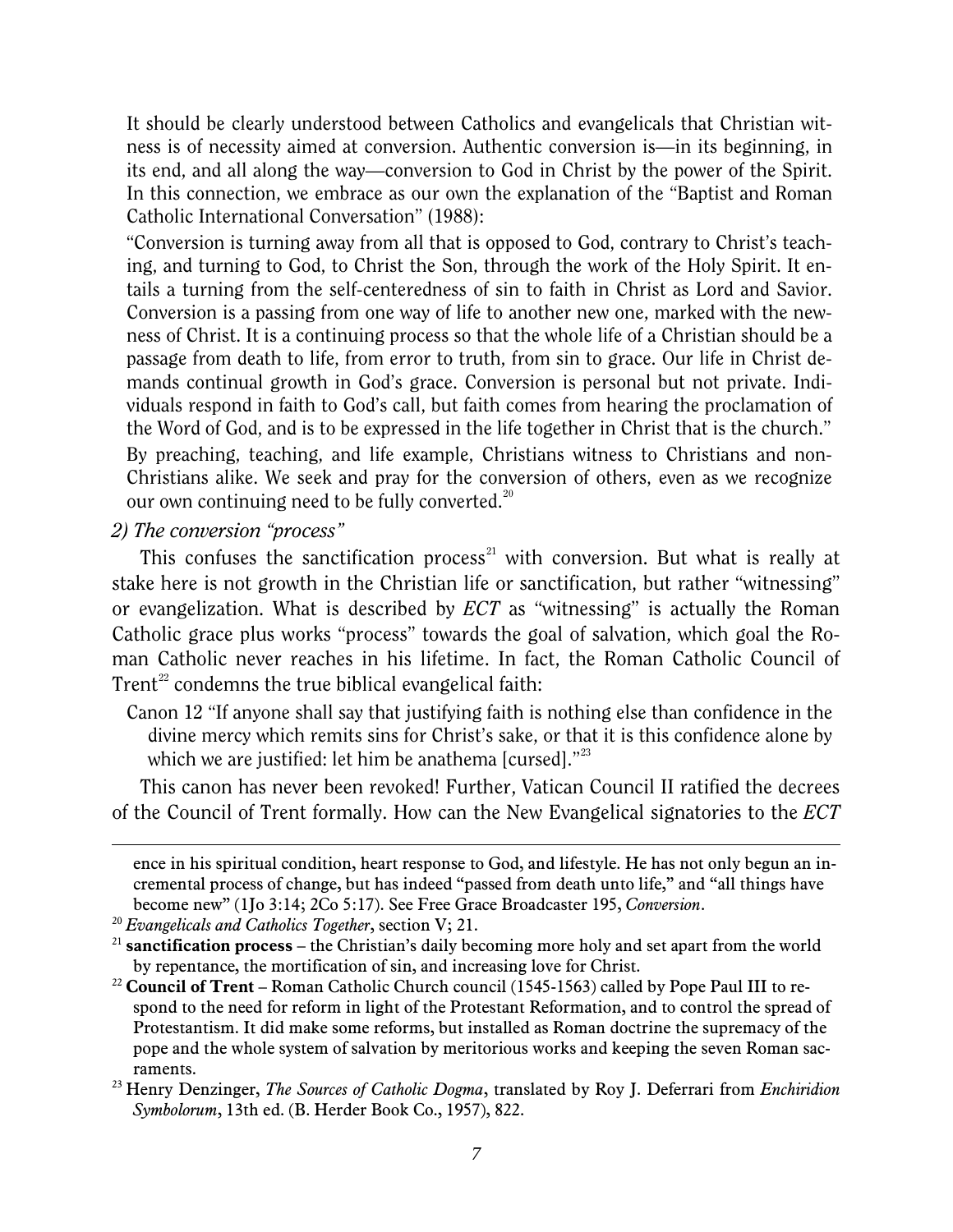It should be clearly understood between Catholics and evangelicals that Christian witness is of necessity aimed at conversion. Authentic conversion is—in its beginning, in its end, and all along the way—conversion to God in Christ by the power of the Spirit. In this connection, we embrace as our own the explanation of the "Baptist and Roman Catholic International Conversation" (1988):

> "Conversion is turning away from all that is opposed to God, contrary to Christ's teaching, and turning to God, to Christ the Son, through the work of the Holy Spirit. It entails a turning from the self-centeredness of sin to faith in Christ as Lord and Savior. Conversion is a passing from one way of life to another new one, marked with the newness of Christ. It is a continuing process so that the whole life of a Christian should be a passage from death to life, from error to truth, from sin to grace. Our life in Christ demands continual growth in God's grace. Conversion is personal but not private. Individuals respond in faith to God's call, but faith comes from hearing the proclamation of the Word of God, and is to be expressed in the life together in Christ that is the church."

By preaching, teaching, and life example, Christians witness to Christians and non-Christians alike. We seek and pray for the conversion of others, even as we recognize our own continuing need to be fully converted.[20]

*2) The conversion "process"*

This confuses the sanctification process[21] with conversion. But what is really at stake here is not growth in the Christian life or sanctification, but rather "witnessing" or evangelization. What is described by *ECT* as "witnessing" is actually the Roman Catholic grace plus works "process" towards the goal of salvation, which goal the Roman Catholic never reaches in his lifetime. In fact, the Roman Catholic Council of Trent[22] condemns the true biblical evangelical faith:

> Canon 12 "If anyone shall say that justifying faith is nothing else than confidence in the divine mercy which remits sins for Christ's sake, or that it is this confidence alone by which we are justified: let him be anathema [cursed]."[23]

This canon has never been revoked! Further, Vatican Council II ratified the decrees of the Council of Trent formally. How can the New Evangelical signatories to the *ECT*

---

ence in his spiritual condition, heart response to God, and lifestyle. He has not only begun an incremental process of change, but has indeed "passed from death unto life," and "all things have become new" (1Jo 3:14; 2Co 5:17). See Free Grace Broadcaster 195, *Conversion*.

[20] *Evangelicals and Catholics Together*, section V; 21.

[21] **sanctification process** – the Christian's daily becoming more holy and set apart from the world by repentance, the mortification of sin, and increasing love for Christ.

[22] **Council of Trent** – Roman Catholic Church council (1545-1563) called by Pope Paul III to respond to the need for reform in light of the Protestant Reformation, and to control the spread of Protestantism. It did make some reforms, but installed as Roman doctrine the supremacy of the pope and the whole system of salvation by meritorious works and keeping the seven Roman sacraments.

[23] Henry Denzinger, *The Sources of Catholic Dogma*, translated by Roy J. Deferrari from *Enchiridion Symbolorum*, 13th ed. (B. Herder Book Co., 1957), 822.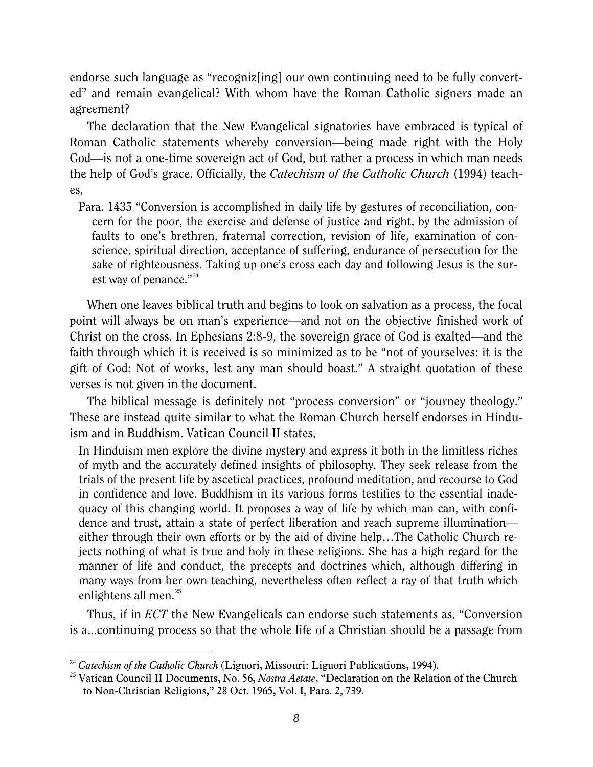endorse such language as "recogniz[ing] our own continuing need to be fully converted" and remain evangelical? With whom have the Roman Catholic signers made an agreement?

The declaration that the New Evangelical signatories have embraced is typical of Roman Catholic statements whereby conversion—being made right with the Holy God—is not a one-time sovereign act of God, but rather a process in which man needs the help of God's grace. Officially, the *Catechism of the Catholic Church* (1994) teaches,

> Para. 1435 "Conversion is accomplished in daily life by gestures of reconciliation, concern for the poor, the exercise and defense of justice and right, by the admission of faults to one's brethren, fraternal correction, revision of life, examination of conscience, spiritual direction, acceptance of suffering, endurance of persecution for the sake of righteousness. Taking up one's cross each day and following Jesus is the surest way of penance."[24]

When one leaves biblical truth and begins to look on salvation as a process, the focal point will always be on man's experience—and not on the objective finished work of Christ on the cross. In Ephesians 2:8-9, the sovereign grace of God is exalted—and the faith through which it is received is so minimized as to be "not of yourselves: it is the gift of God: Not of works, lest any man should boast." A straight quotation of these verses is not given in the document.

The biblical message is definitely not "process conversion" or "journey theology." These are instead quite similar to what the Roman Church herself endorses in Hinduism and in Buddhism. Vatican Council II states,

> In Hinduism men explore the divine mystery and express it both in the limitless riches of myth and the accurately defined insights of philosophy. They seek release from the trials of the present life by ascetical practices, profound meditation, and recourse to God in confidence and love. Buddhism in its various forms testifies to the essential inadequacy of this changing world. It proposes a way of life by which man can, with confidence and trust, attain a state of perfect liberation and reach supreme illumination—either through their own efforts or by the aid of divine help…The Catholic Church rejects nothing of what is true and holy in these religions. She has a high regard for the manner of life and conduct, the precepts and doctrines which, although differing in many ways from her own teaching, nevertheless often reflect a ray of that truth which enlightens all men.[25]

Thus, if in *ECT* the New Evangelicals can endorse such statements as, "Conversion is a…continuing process so that the whole life of a Christian should be a passage from

---

[24] *Catechism of the Catholic Church* (Liguori, Missouri: Liguori Publications, 1994).

[25] Vatican Council II Documents, No. 56, *Nostra Aetate*, "Declaration on the Relation of the Church to Non-Christian Religions," 28 Oct. 1965, Vol. I, Para. 2, 739.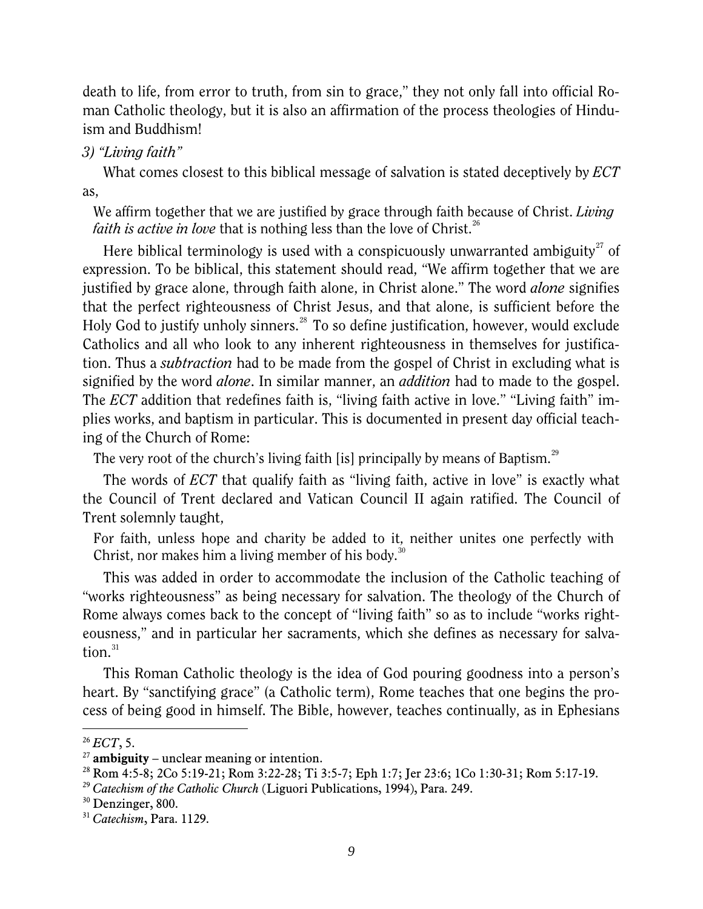death to life, from error to truth, from sin to grace," they not only fall into official Roman Catholic theology, but it is also an affirmation of the process theologies of Hinduism and Buddhism!

*3) "Living faith"*

What comes closest to this biblical message of salvation is stated deceptively by *ECT* as,

> We affirm together that we are justified by grace through faith because of Christ. *Living faith is active in love* that is nothing less than the love of Christ.[26]

Here biblical terminology is used with a conspicuously unwarranted ambiguity[27] of expression. To be biblical, this statement should read, "We affirm together that we are justified by grace alone, through faith alone, in Christ alone." The word *alone* signifies that the perfect righteousness of Christ Jesus, and that alone, is sufficient before the Holy God to justify unholy sinners.[28] To so define justification, however, would exclude Catholics and all who look to any inherent righteousness in themselves for justification. Thus a *subtraction* had to be made from the gospel of Christ in excluding what is signified by the word *alone*. In similar manner, an *addition* had to made to the gospel. The *ECT* addition that redefines faith is, "living faith active in love." "Living faith" implies works, and baptism in particular. This is documented in present day official teaching of the Church of Rome:

> The very root of the church's living faith [is] principally by means of Baptism.[29]

The words of *ECT* that qualify faith as "living faith, active in love" is exactly what the Council of Trent declared and Vatican Council II again ratified. The Council of Trent solemnly taught,

> For faith, unless hope and charity be added to it, neither unites one perfectly with Christ, nor makes him a living member of his body.[30]

This was added in order to accommodate the inclusion of the Catholic teaching of "works righteousness" as being necessary for salvation. The theology of the Church of Rome always comes back to the concept of "living faith" so as to include "works righteousness," and in particular her sacraments, which she defines as necessary for salvation.[31]

This Roman Catholic theology is the idea of God pouring goodness into a person's heart. By "sanctifying grace" (a Catholic term), Rome teaches that one begins the process of being good in himself. The Bible, however, teaches continually, as in Ephesians

---

[26] *ECT*, 5.

[27] **ambiguity** – unclear meaning or intention.

[28] Rom 4:5-8; 2Co 5:19-21; Rom 3:22-28; Ti 3:5-7; Eph 1:7; Jer 23:6; 1Co 1:30-31; Rom 5:17-19.

[29] *Catechism of the Catholic Church* (Liguori Publications, 1994), Para. 249.

[30] Denzinger, 800.

[31] *Catechism*, Para. 1129.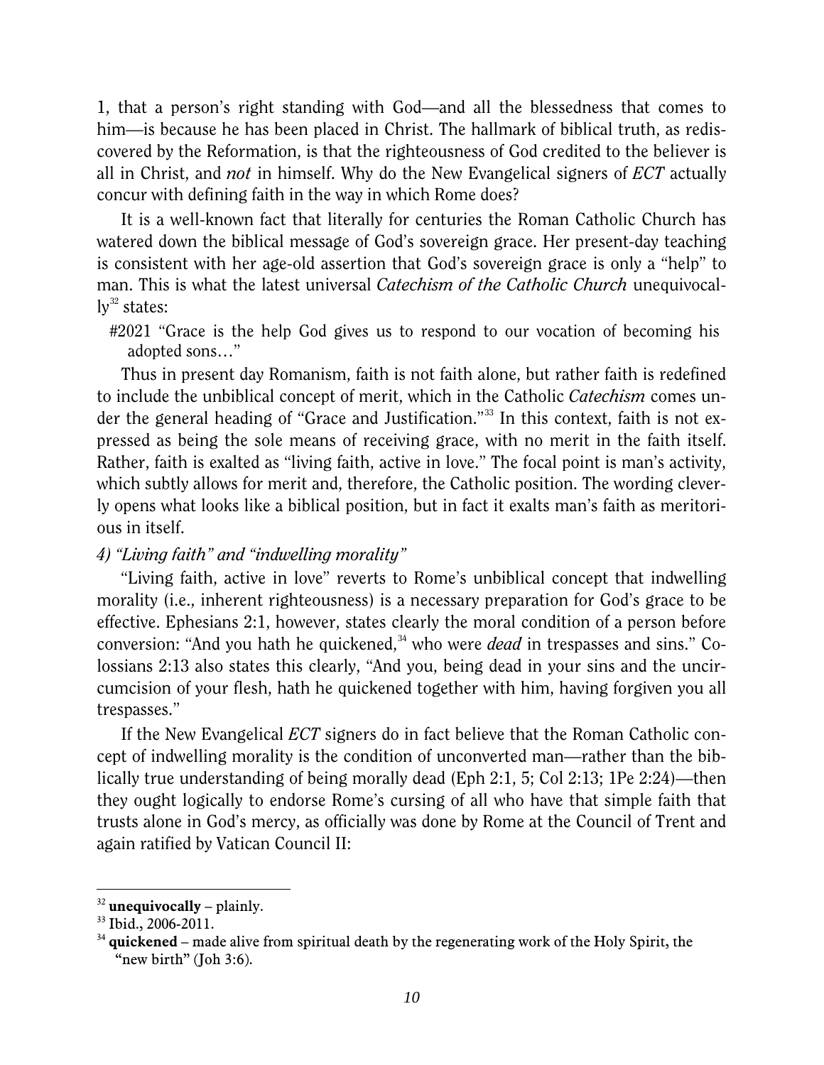1, that a person's right standing with God—and all the blessedness that comes to him—is because he has been placed in Christ. The hallmark of biblical truth, as rediscovered by the Reformation, is that the righteousness of God credited to the believer is all in Christ, and *not* in himself. Why do the New Evangelical signers of *ECT* actually concur with defining faith in the way in which Rome does?

It is a well-known fact that literally for centuries the Roman Catholic Church has watered down the biblical message of God's sovereign grace. Her present-day teaching is consistent with her age-old assertion that God's sovereign grace is only a "help" to man. This is what the latest universal *Catechism of the Catholic Church* unequivocally[32] states:

> #2021 "Grace is the help God gives us to respond to our vocation of becoming his adopted sons…"

Thus in present day Romanism, faith is not faith alone, but rather faith is redefined to include the unbiblical concept of merit, which in the Catholic *Catechism* comes under the general heading of "Grace and Justification."[33] In this context, faith is not expressed as being the sole means of receiving grace, with no merit in the faith itself. Rather, faith is exalted as "living faith, active in love." The focal point is man's activity, which subtly allows for merit and, therefore, the Catholic position. The wording cleverly opens what looks like a biblical position, but in fact it exalts man's faith as meritorious in itself.

*4) "Living faith" and "indwelling morality"*

"Living faith, active in love" reverts to Rome's unbiblical concept that indwelling morality (i.e., inherent righteousness) is a necessary preparation for God's grace to be effective. Ephesians 2:1, however, states clearly the moral condition of a person before conversion: "And you hath he quickened,[34] who were *dead* in trespasses and sins." Colossians 2:13 also states this clearly, "And you, being dead in your sins and the uncircumcision of your flesh, hath he quickened together with him, having forgiven you all trespasses."

If the New Evangelical *ECT* signers do in fact believe that the Roman Catholic concept of indwelling morality is the condition of unconverted man—rather than the biblically true understanding of being morally dead (Eph 2:1, 5; Col 2:13; 1Pe 2:24)—then they ought logically to endorse Rome's cursing of all who have that simple faith that trusts alone in God's mercy, as officially was done by Rome at the Council of Trent and again ratified by Vatican Council II:

---

[32] **unequivocally** – plainly.

[33] Ibid., 2006-2011.

[34] **quickened** – made alive from spiritual death by the regenerating work of the Holy Spirit, the "new birth" (Joh 3:6).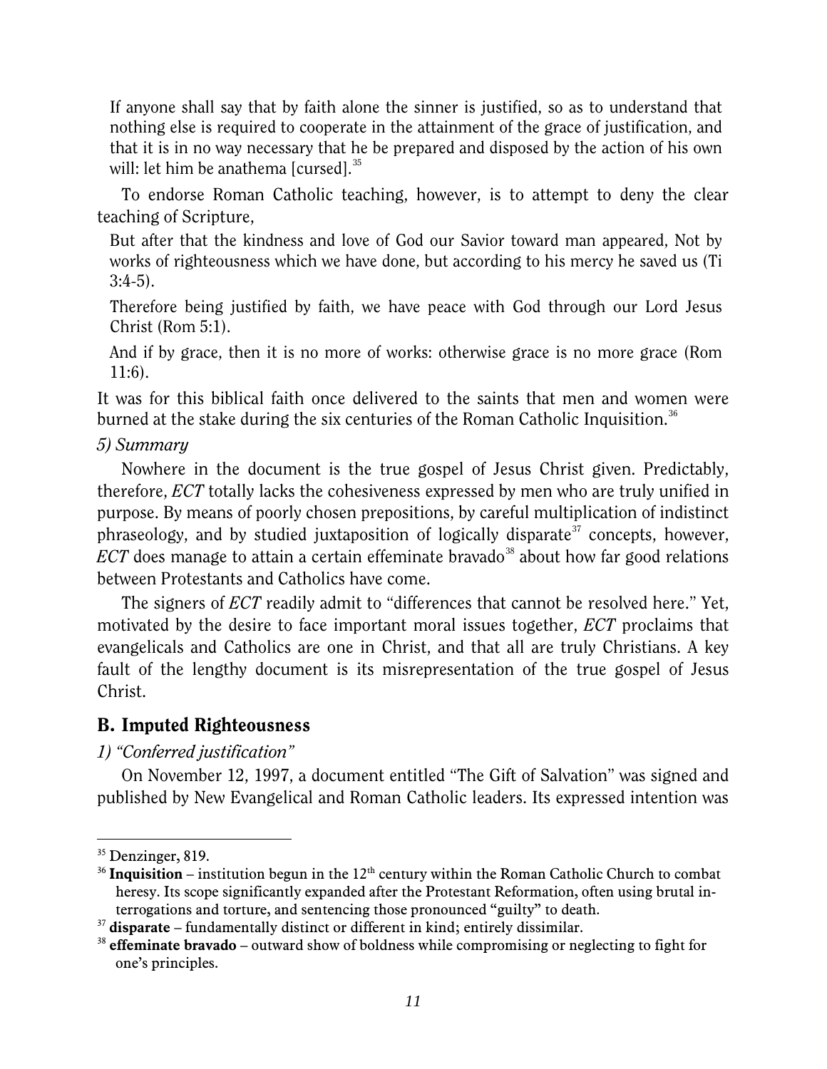> If anyone shall say that by faith alone the sinner is justified, so as to understand that nothing else is required to cooperate in the attainment of the grace of justification, and that it is in no way necessary that he be prepared and disposed by the action of his own will: let him be anathema [cursed].[35]

To endorse Roman Catholic teaching, however, is to attempt to deny the clear teaching of Scripture,

> But after that the kindness and love of God our Savior toward man appeared, Not by works of righteousness which we have done, but according to his mercy he saved us (Ti 3:4-5).

> Therefore being justified by faith, we have peace with God through our Lord Jesus Christ (Rom 5:1).

> And if by grace, then it is no more of works: otherwise grace is no more grace (Rom 11:6).

It was for this biblical faith once delivered to the saints that men and women were burned at the stake during the six centuries of the Roman Catholic Inquisition.[36]

*5) Summary*

Nowhere in the document is the true gospel of Jesus Christ given. Predictably, therefore, *ECT* totally lacks the cohesiveness expressed by men who are truly unified in purpose. By means of poorly chosen prepositions, by careful multiplication of indistinct phraseology, and by studied juxtaposition of logically disparate[37] concepts, however, *ECT* does manage to attain a certain effeminate bravado[38] about how far good relations between Protestants and Catholics have come.

The signers of *ECT* readily admit to "differences that cannot be resolved here." Yet, motivated by the desire to face important moral issues together, *ECT* proclaims that evangelicals and Catholics are one in Christ, and that all are truly Christians. A key fault of the lengthy document is its misrepresentation of the true gospel of Jesus Christ.

## B. Imputed Righteousness

*1) "Conferred justification"*

On November 12, 1997, a document entitled "The Gift of Salvation" was signed and published by New Evangelical and Roman Catholic leaders. Its expressed intention was

---

[35] Denzinger, 819.

[36] **Inquisition** – institution begun in the 12th century within the Roman Catholic Church to combat heresy. Its scope significantly expanded after the Protestant Reformation, often using brutal interrogations and torture, and sentencing those pronounced "guilty" to death.

[37] **disparate** – fundamentally distinct or different in kind; entirely dissimilar.

[38] **effeminate bravado** – outward show of boldness while compromising or neglecting to fight for one's principles.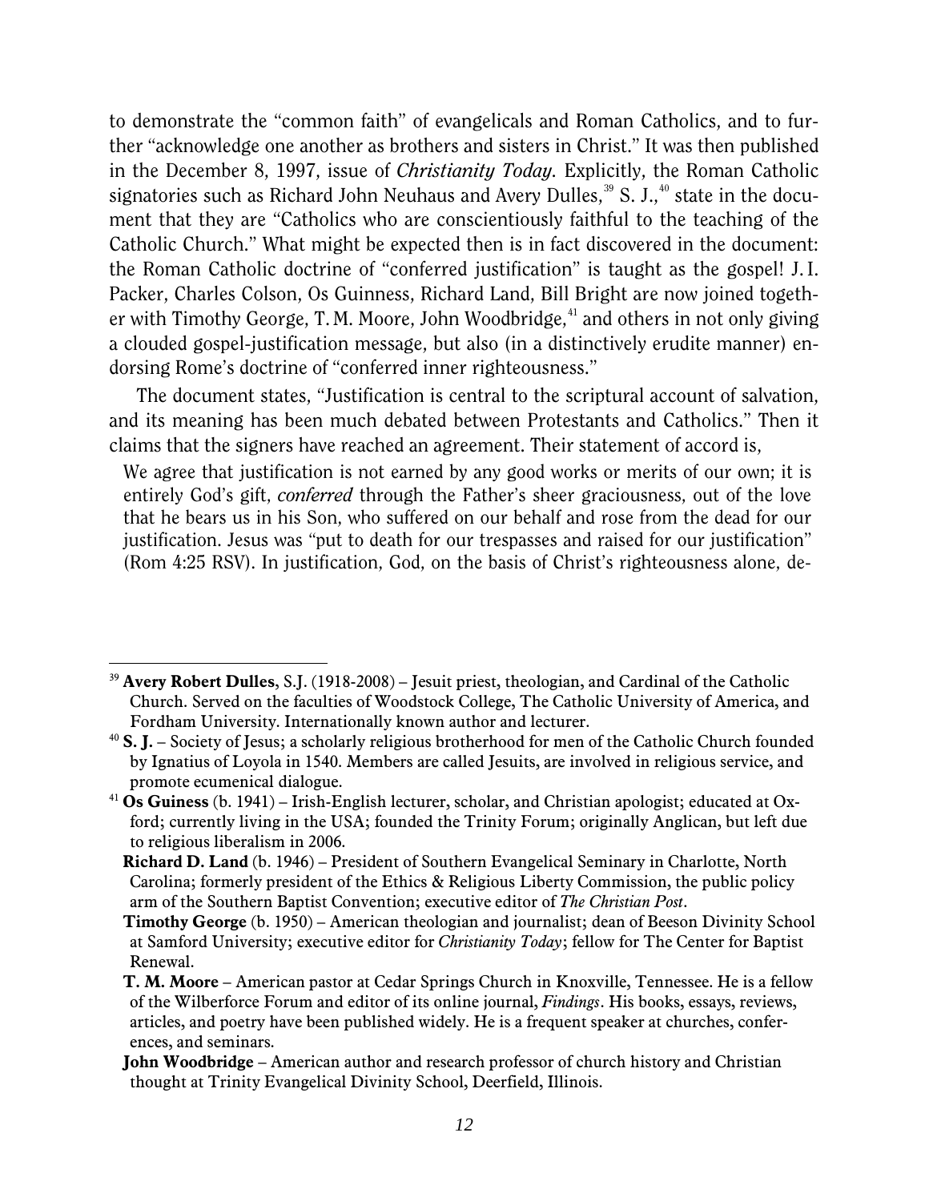to demonstrate the "common faith" of evangelicals and Roman Catholics, and to further "acknowledge one another as brothers and sisters in Christ." It was then published in the December 8, 1997, issue of *Christianity Today*. Explicitly, the Roman Catholic signatories such as Richard John Neuhaus and Avery Dulles,[39] S. J.,[40] state in the document that they are "Catholics who are conscientiously faithful to the teaching of the Catholic Church." What might be expected then is in fact discovered in the document: the Roman Catholic doctrine of "conferred justification" is taught as the gospel! J. I. Packer, Charles Colson, Os Guinness, Richard Land, Bill Bright are now joined together with Timothy George, T. M. Moore, John Woodbridge,[41] and others in not only giving a clouded gospel-justification message, but also (in a distinctively erudite manner) endorsing Rome's doctrine of "conferred inner righteousness."

The document states, "Justification is central to the scriptural account of salvation, and its meaning has been much debated between Protestants and Catholics." Then it claims that the signers have reached an agreement. Their statement of accord is,

> We agree that justification is not earned by any good works or merits of our own; it is entirely God's gift, *conferred* through the Father's sheer graciousness, out of the love that he bears us in his Son, who suffered on our behalf and rose from the dead for our justification. Jesus was "put to death for our trespasses and raised for our justification" (Rom 4:25 RSV). In justification, God, on the basis of Christ's righteousness alone, de-

---

[39] **Avery Robert Dulles**, S.J. (1918-2008) – Jesuit priest, theologian, and Cardinal of the Catholic Church. Served on the faculties of Woodstock College, The Catholic University of America, and Fordham University. Internationally known author and lecturer.

[40] **S. J.** – Society of Jesus; a scholarly religious brotherhood for men of the Catholic Church founded by Ignatius of Loyola in 1540. Members are called Jesuits, are involved in religious service, and promote ecumenical dialogue.

[41] **Os Guiness** (b. 1941) – Irish-English lecturer, scholar, and Christian apologist; educated at Oxford; currently living in the USA; founded the Trinity Forum; originally Anglican, but left due to religious liberalism in 2006.

**Richard D. Land** (b. 1946) – President of Southern Evangelical Seminary in Charlotte, North Carolina; formerly president of the Ethics & Religious Liberty Commission, the public policy arm of the Southern Baptist Convention; executive editor of *The Christian Post*.

**Timothy George** (b. 1950) – American theologian and journalist; dean of Beeson Divinity School at Samford University; executive editor for *Christianity Today*; fellow for The Center for Baptist Renewal.

**T. M. Moore** – American pastor at Cedar Springs Church in Knoxville, Tennessee. He is a fellow of the Wilberforce Forum and editor of its online journal, *Findings*. His books, essays, reviews, articles, and poetry have been published widely. He is a frequent speaker at churches, conferences, and seminars.

**John Woodbridge** – American author and research professor of church history and Christian thought at Trinity Evangelical Divinity School, Deerfield, Illinois.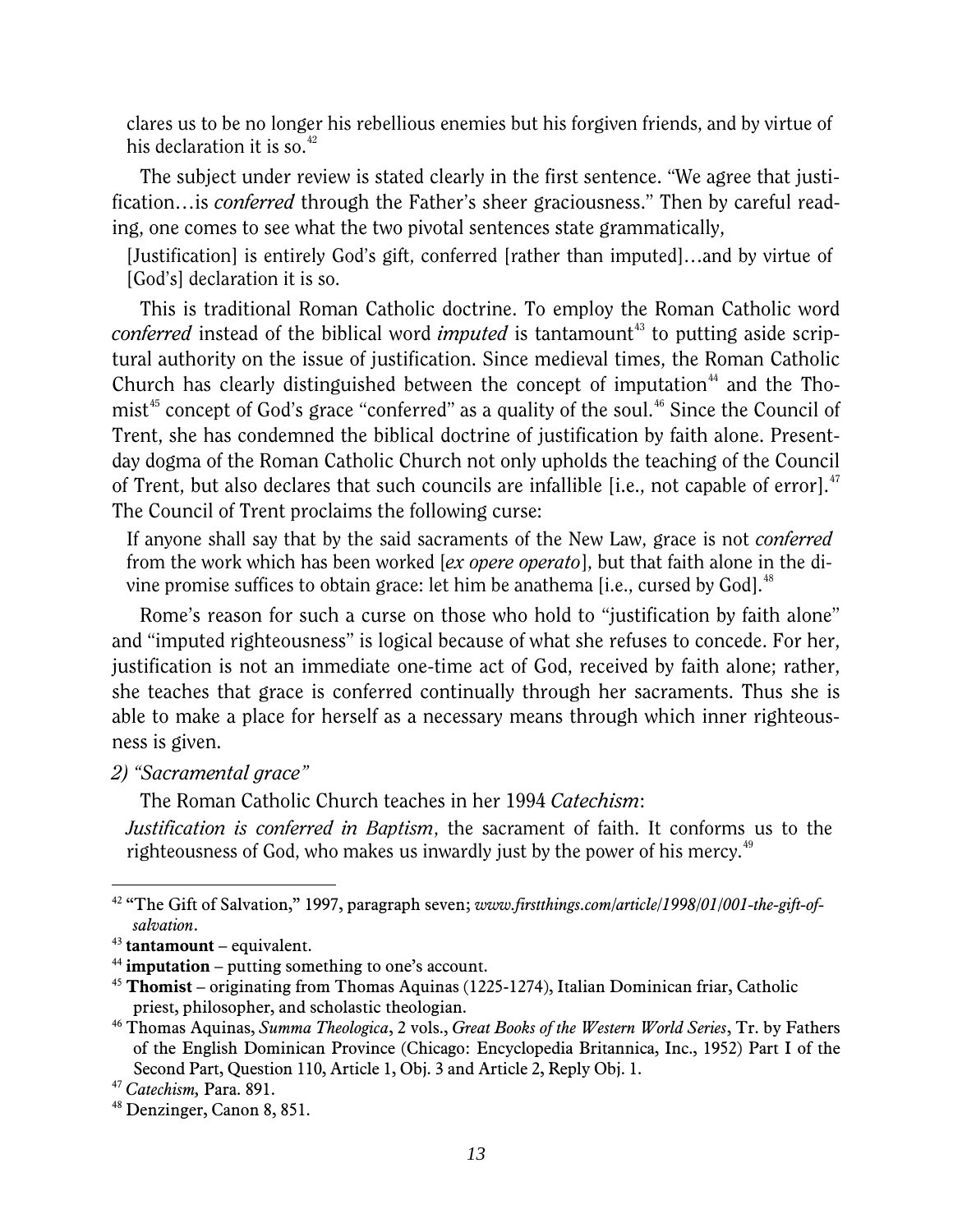clares us to be no longer his rebellious enemies but his forgiven friends, and by virtue of his declaration it is so.[42]

The subject under review is stated clearly in the first sentence. "We agree that justification…is *conferred* through the Father's sheer graciousness." Then by careful reading, one comes to see what the two pivotal sentences state grammatically,

> [Justification] is entirely God's gift, conferred [rather than imputed]…and by virtue of [God's] declaration it is so.

This is traditional Roman Catholic doctrine. To employ the Roman Catholic word *conferred* instead of the biblical word *imputed* is tantamount[43] to putting aside scriptural authority on the issue of justification. Since medieval times, the Roman Catholic Church has clearly distinguished between the concept of imputation[44] and the Thomist[45] concept of God's grace "conferred" as a quality of the soul.[46] Since the Council of Trent, she has condemned the biblical doctrine of justification by faith alone. Present-day dogma of the Roman Catholic Church not only upholds the teaching of the Council of Trent, but also declares that such councils are infallible [i.e., not capable of error].[47] The Council of Trent proclaims the following curse:

> If anyone shall say that by the said sacraments of the New Law, grace is not *conferred* from the work which has been worked [*ex opere operato*], but that faith alone in the divine promise suffices to obtain grace: let him be anathema [i.e., cursed by God].[48]

Rome's reason for such a curse on those who hold to "justification by faith alone" and "imputed righteousness" is logical because of what she refuses to concede. For her, justification is not an immediate one-time act of God, received by faith alone; rather, she teaches that grace is conferred continually through her sacraments. Thus she is able to make a place for herself as a necessary means through which inner righteousness is given.

*2) "Sacramental grace"*

The Roman Catholic Church teaches in her 1994 *Catechism*:

> *Justification is conferred in Baptism*, the sacrament of faith. It conforms us to the righteousness of God, who makes us inwardly just by the power of his mercy.[49]

---

[42] "The Gift of Salvation," 1997, paragraph seven; *www.firstthings.com/article/1998/01/001-the-gift-of-salvation*.

[43] **tantamount** – equivalent.

[44] **imputation** – putting something to one's account.

[45] **Thomist** – originating from Thomas Aquinas (1225-1274), Italian Dominican friar, Catholic priest, philosopher, and scholastic theologian.

[46] Thomas Aquinas, *Summa Theologica*, 2 vols., *Great Books of the Western World Series*, Tr. by Fathers of the English Dominican Province (Chicago: Encyclopedia Britannica, Inc., 1952) Part I of the Second Part, Question 110, Article 1, Obj. 3 and Article 2, Reply Obj. 1.

[47] *Catechism,* Para. 891.

[48] Denzinger, Canon 8, 851.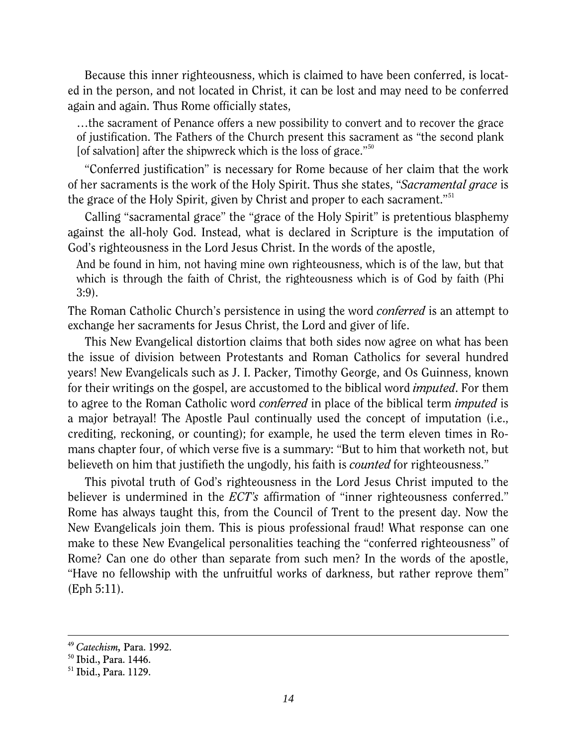Because this inner righteousness, which is claimed to have been conferred, is located in the person, and not located in Christ, it can be lost and may need to be conferred again and again. Thus Rome officially states,

> …the sacrament of Penance offers a new possibility to convert and to recover the grace of justification. The Fathers of the Church present this sacrament as "the second plank [of salvation] after the shipwreck which is the loss of grace."[50]

"Conferred justification" is necessary for Rome because of her claim that the work of her sacraments is the work of the Holy Spirit. Thus she states, "*Sacramental grace* is the grace of the Holy Spirit, given by Christ and proper to each sacrament."[51]

Calling "sacramental grace" the "grace of the Holy Spirit" is pretentious blasphemy against the all-holy God. Instead, what is declared in Scripture is the imputation of God's righteousness in the Lord Jesus Christ. In the words of the apostle,

> And be found in him, not having mine own righteousness, which is of the law, but that which is through the faith of Christ, the righteousness which is of God by faith (Phi 3:9).

The Roman Catholic Church's persistence in using the word *conferred* is an attempt to exchange her sacraments for Jesus Christ, the Lord and giver of life.

This New Evangelical distortion claims that both sides now agree on what has been the issue of division between Protestants and Roman Catholics for several hundred years! New Evangelicals such as J. I. Packer, Timothy George, and Os Guinness, known for their writings on the gospel, are accustomed to the biblical word *imputed*. For them to agree to the Roman Catholic word *conferred* in place of the biblical term *imputed* is a major betrayal! The Apostle Paul continually used the concept of imputation (i.e., crediting, reckoning, or counting); for example, he used the term eleven times in Romans chapter four, of which verse five is a summary: "But to him that worketh not, but believeth on him that justifieth the ungodly, his faith is *counted* for righteousness."

This pivotal truth of God's righteousness in the Lord Jesus Christ imputed to the believer is undermined in the *ECT's* affirmation of "inner righteousness conferred." Rome has always taught this, from the Council of Trent to the present day. Now the New Evangelicals join them. This is pious professional fraud! What response can one make to these New Evangelical personalities teaching the "conferred righteousness" of Rome? Can one do other than separate from such men? In the words of the apostle, "Have no fellowship with the unfruitful works of darkness, but rather reprove them" (Eph 5:11).

---

[49] *Catechism*, Para. 1992.

[50] Ibid., Para. 1446.

[51] Ibid., Para. 1129.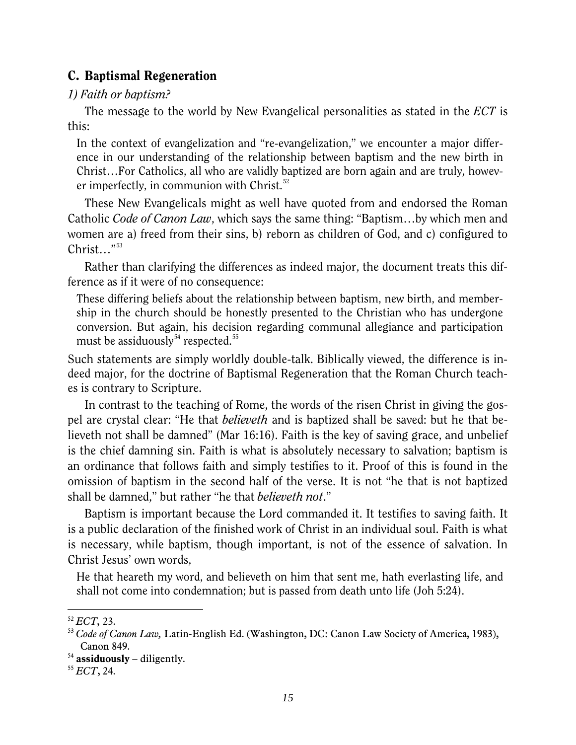## C. Baptismal Regeneration

*1) Faith or baptism?*

The message to the world by New Evangelical personalities as stated in the *ECT* is this:

> In the context of evangelization and "re-evangelization," we encounter a major difference in our understanding of the relationship between baptism and the new birth in Christ…For Catholics, all who are validly baptized are born again and are truly, however imperfectly, in communion with Christ.[52]

These New Evangelicals might as well have quoted from and endorsed the Roman Catholic *Code of Canon Law*, which says the same thing: "Baptism…by which men and women are a) freed from their sins, b) reborn as children of God, and c) configured to Christ…"[53]

Rather than clarifying the differences as indeed major, the document treats this difference as if it were of no consequence:

> These differing beliefs about the relationship between baptism, new birth, and membership in the church should be honestly presented to the Christian who has undergone conversion. But again, his decision regarding communal allegiance and participation must be assiduously[54] respected.[55]

Such statements are simply worldly double-talk. Biblically viewed, the difference is indeed major, for the doctrine of Baptismal Regeneration that the Roman Church teaches is contrary to Scripture.

In contrast to the teaching of Rome, the words of the risen Christ in giving the gospel are crystal clear: "He that *believeth* and is baptized shall be saved: but he that believeth not shall be damned" (Mar 16:16). Faith is the key of saving grace, and unbelief is the chief damning sin. Faith is what is absolutely necessary to salvation; baptism is an ordinance that follows faith and simply testifies to it. Proof of this is found in the omission of baptism in the second half of the verse. It is not "he that is not baptized shall be damned," but rather "he that *believeth not*."

Baptism is important because the Lord commanded it. It testifies to saving faith. It is a public declaration of the finished work of Christ in an individual soul. Faith is what is necessary, while baptism, though important, is not of the essence of salvation. In Christ Jesus' own words,

> He that heareth my word, and believeth on him that sent me, hath everlasting life, and shall not come into condemnation; but is passed from death unto life (Joh 5:24).

---

[52] *ECT*, 23.

[53] *Code of Canon Law*, Latin-English Ed. (Washington, DC: Canon Law Society of America, 1983), Canon 849.

[54] **assiduously** – diligently.

[55] *ECT*, 24.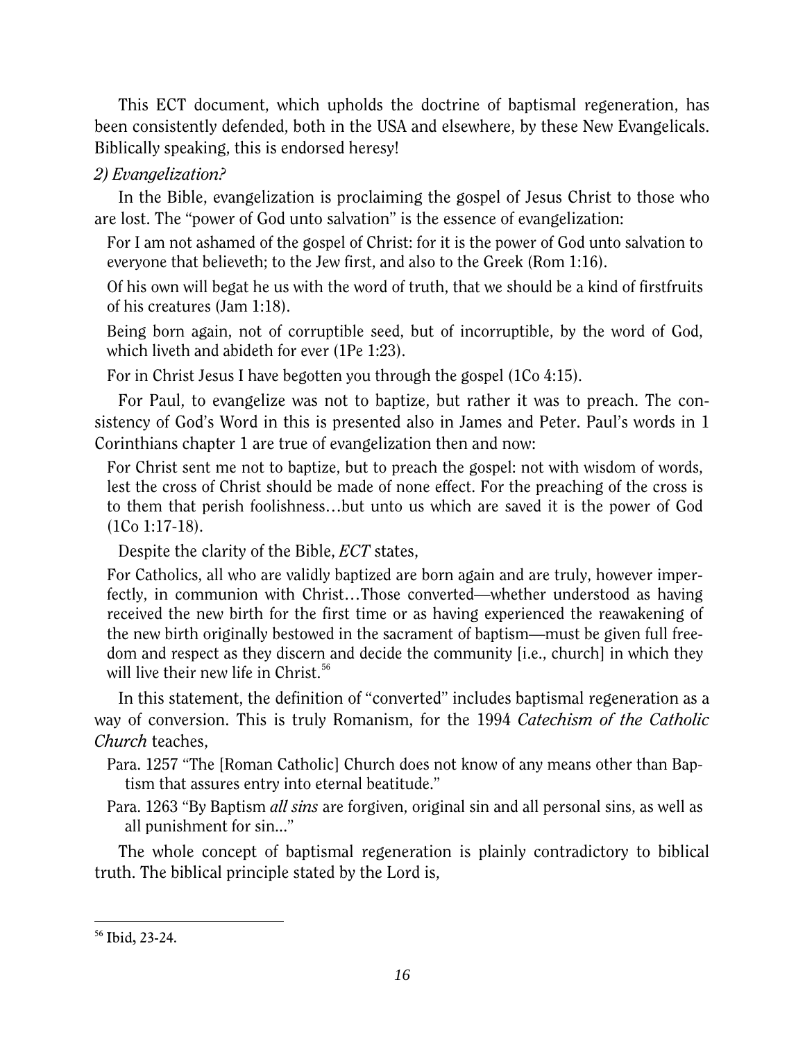This ECT document, which upholds the doctrine of baptismal regeneration, has been consistently defended, both in the USA and elsewhere, by these New Evangelicals. Biblically speaking, this is endorsed heresy!

*2) Evangelization?*

In the Bible, evangelization is proclaiming the gospel of Jesus Christ to those who are lost. The "power of God unto salvation" is the essence of evangelization:

> For I am not ashamed of the gospel of Christ: for it is the power of God unto salvation to everyone that believeth; to the Jew first, and also to the Greek (Rom 1:16).
>
> Of his own will begat he us with the word of truth, that we should be a kind of firstfruits of his creatures (Jam 1:18).
>
> Being born again, not of corruptible seed, but of incorruptible, by the word of God, which liveth and abideth for ever (1Pe 1:23).
>
> For in Christ Jesus I have begotten you through the gospel (1Co 4:15).

For Paul, to evangelize was not to baptize, but rather it was to preach. The consistency of God's Word in this is presented also in James and Peter. Paul's words in 1 Corinthians chapter 1 are true of evangelization then and now:

> For Christ sent me not to baptize, but to preach the gospel: not with wisdom of words, lest the cross of Christ should be made of none effect. For the preaching of the cross is to them that perish foolishness…but unto us which are saved it is the power of God (1Co 1:17-18).

Despite the clarity of the Bible, *ECT* states,

> For Catholics, all who are validly baptized are born again and are truly, however imperfectly, in communion with Christ…Those converted—whether understood as having received the new birth for the first time or as having experienced the reawakening of the new birth originally bestowed in the sacrament of baptism—must be given full freedom and respect as they discern and decide the community [i.e., church] in which they will live their new life in Christ.[56]

In this statement, the definition of "converted" includes baptismal regeneration as a way of conversion. This is truly Romanism, for the 1994 *Catechism of the Catholic Church* teaches,

> Para. 1257 "The [Roman Catholic] Church does not know of any means other than Baptism that assures entry into eternal beatitude."
>
> Para. 1263 "By Baptism *all sins* are forgiven, original sin and all personal sins, as well as all punishment for sin..."

The whole concept of baptismal regeneration is plainly contradictory to biblical truth. The biblical principle stated by the Lord is,

---

[56] Ibid, 23-24.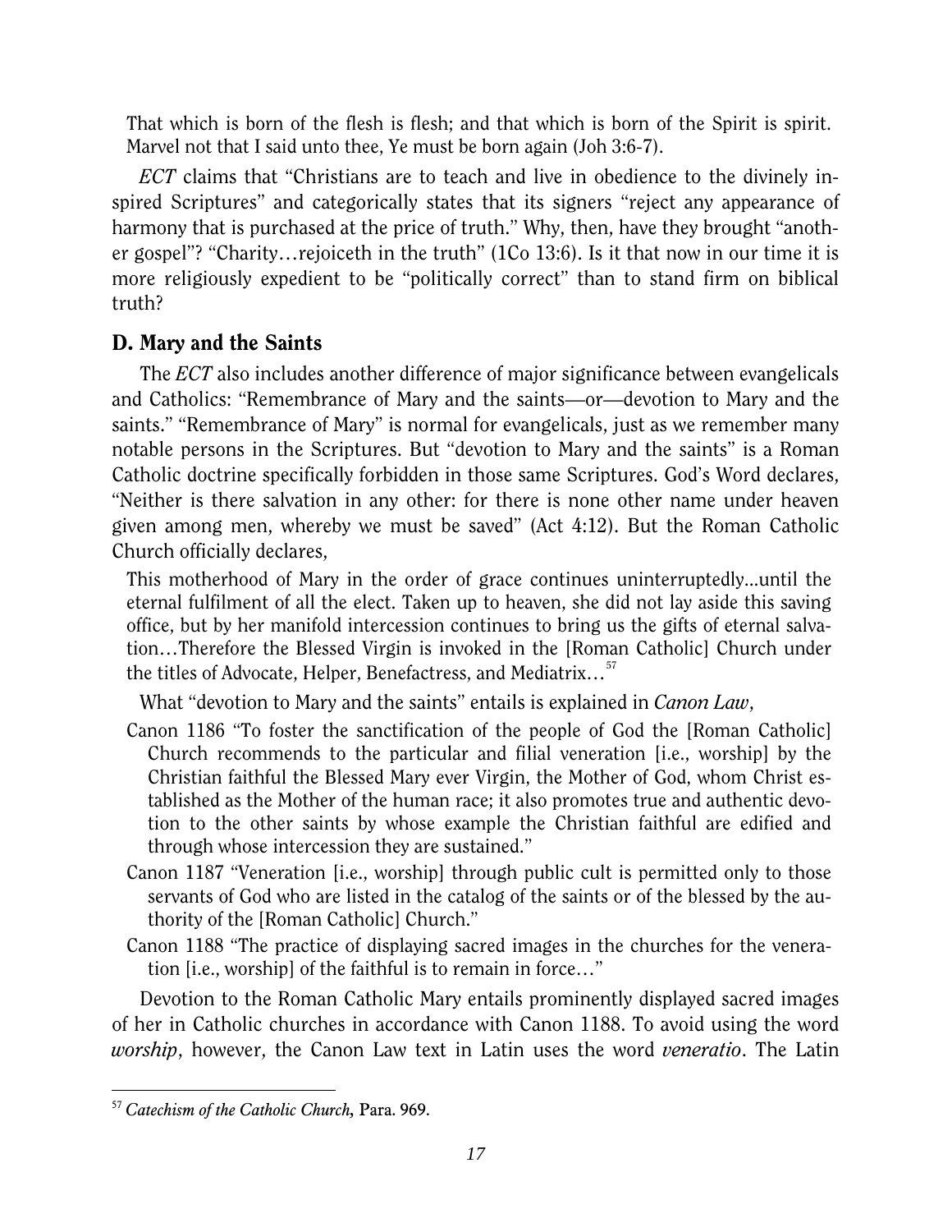> That which is born of the flesh is flesh; and that which is born of the Spirit is spirit. Marvel not that I said unto thee, Ye must be born again (Joh 3:6-7).

*ECT* claims that "Christians are to teach and live in obedience to the divinely inspired Scriptures" and categorically states that its signers "reject any appearance of harmony that is purchased at the price of truth." Why, then, have they brought "another gospel"? "Charity…rejoiceth in the truth" (1Co 13:6). Is it that now in our time it is more religiously expedient to be "politically correct" than to stand firm on biblical truth?

## D. Mary and the Saints

The *ECT* also includes another difference of major significance between evangelicals and Catholics: "Remembrance of Mary and the saints—or—devotion to Mary and the saints." "Remembrance of Mary" is normal for evangelicals, just as we remember many notable persons in the Scriptures. But "devotion to Mary and the saints" is a Roman Catholic doctrine specifically forbidden in those same Scriptures. God's Word declares, "Neither is there salvation in any other: for there is none other name under heaven given among men, whereby we must be saved" (Act 4:12). But the Roman Catholic Church officially declares,

> This motherhood of Mary in the order of grace continues uninterruptedly...until the eternal fulfilment of all the elect. Taken up to heaven, she did not lay aside this saving office, but by her manifold intercession continues to bring us the gifts of eternal salvation…Therefore the Blessed Virgin is invoked in the [Roman Catholic] Church under the titles of Advocate, Helper, Benefactress, and Mediatrix…[57]

What "devotion to Mary and the saints" entails is explained in *Canon Law*,

- Canon 1186 "To foster the sanctification of the people of God the [Roman Catholic] Church recommends to the particular and filial veneration [i.e., worship] by the Christian faithful the Blessed Mary ever Virgin, the Mother of God, whom Christ established as the Mother of the human race; it also promotes true and authentic devotion to the other saints by whose example the Christian faithful are edified and through whose intercession they are sustained."
- Canon 1187 "Veneration [i.e., worship] through public cult is permitted only to those servants of God who are listed in the catalog of the saints or of the blessed by the authority of the [Roman Catholic] Church."
- Canon 1188 "The practice of displaying sacred images in the churches for the veneration [i.e., worship] of the faithful is to remain in force…"

Devotion to the Roman Catholic Mary entails prominently displayed sacred images of her in Catholic churches in accordance with Canon 1188. To avoid using the word *worship*, however, the Canon Law text in Latin uses the word *veneratio*. The Latin

---

[57] ***Catechism of the Catholic Church,*** **Para. 969.**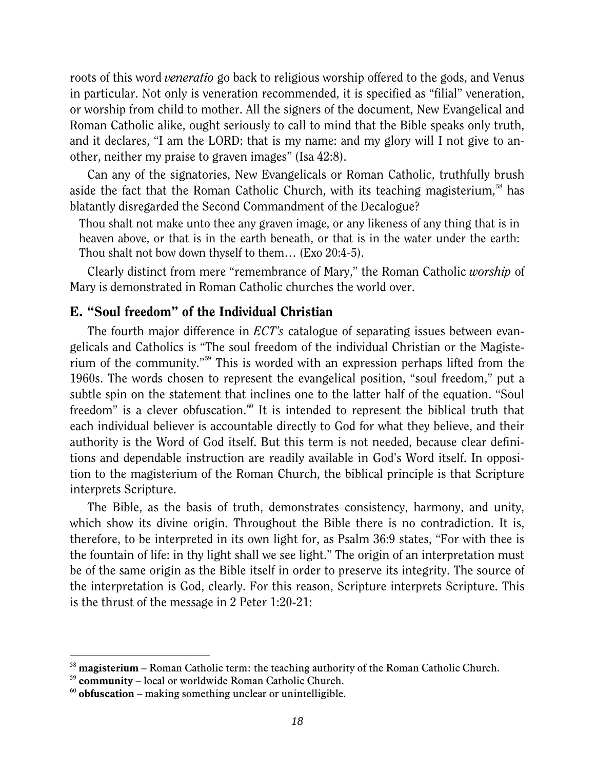roots of this word *veneratio* go back to religious worship offered to the gods, and Venus in particular. Not only is veneration recommended, it is specified as "filial" veneration, or worship from child to mother. All the signers of the document, New Evangelical and Roman Catholic alike, ought seriously to call to mind that the Bible speaks only truth, and it declares, "I am the LORD: that is my name: and my glory will I not give to another, neither my praise to graven images" (Isa 42:8).

Can any of the signatories, New Evangelicals or Roman Catholic, truthfully brush aside the fact that the Roman Catholic Church, with its teaching magisterium,[58] has blatantly disregarded the Second Commandment of the Decalogue?

> Thou shalt not make unto thee any graven image, or any likeness of any thing that is in heaven above, or that is in the earth beneath, or that is in the water under the earth: Thou shalt not bow down thyself to them… (Exo 20:4-5).

Clearly distinct from mere "remembrance of Mary," the Roman Catholic *worship* of Mary is demonstrated in Roman Catholic churches the world over.

## E. "Soul freedom" of the Individual Christian

The fourth major difference in *ECT's* catalogue of separating issues between evangelicals and Catholics is "The soul freedom of the individual Christian or the Magisterium of the community."[59] This is worded with an expression perhaps lifted from the 1960s. The words chosen to represent the evangelical position, "soul freedom," put a subtle spin on the statement that inclines one to the latter half of the equation. "Soul freedom" is a clever obfuscation.[60] It is intended to represent the biblical truth that each individual believer is accountable directly to God for what they believe, and their authority is the Word of God itself. But this term is not needed, because clear definitions and dependable instruction are readily available in God's Word itself. In opposition to the magisterium of the Roman Church, the biblical principle is that Scripture interprets Scripture.

The Bible, as the basis of truth, demonstrates consistency, harmony, and unity, which show its divine origin. Throughout the Bible there is no contradiction. It is, therefore, to be interpreted in its own light for, as Psalm 36:9 states, "For with thee is the fountain of life: in thy light shall we see light." The origin of an interpretation must be of the same origin as the Bible itself in order to preserve its integrity. The source of the interpretation is God, clearly. For this reason, Scripture interprets Scripture. This is the thrust of the message in 2 Peter 1:20-21:

---

[58] **magisterium** – Roman Catholic term: the teaching authority of the Roman Catholic Church.

[59] **community** – local or worldwide Roman Catholic Church.

[60] **obfuscation** – making something unclear or unintelligible.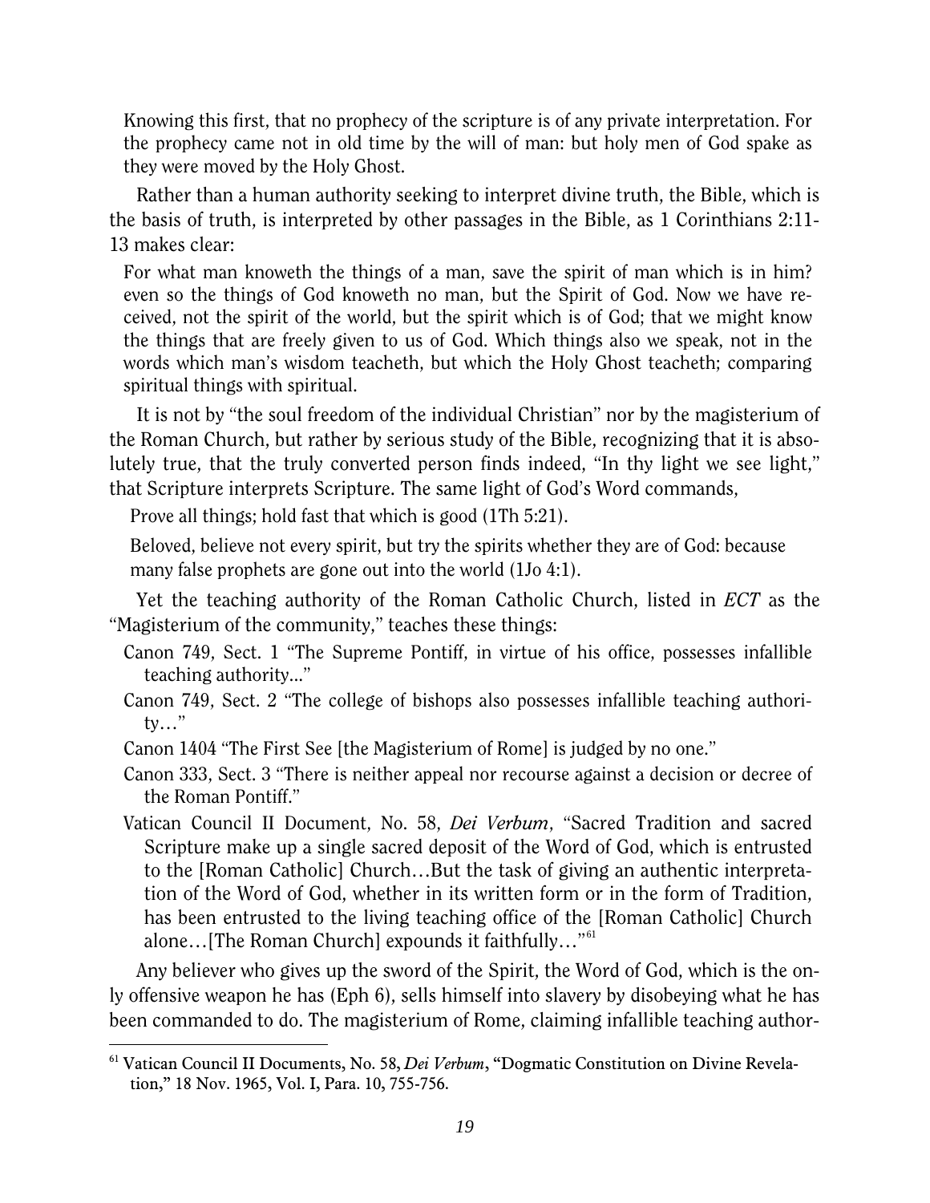> Knowing this first, that no prophecy of the scripture is of any private interpretation. For the prophecy came not in old time by the will of man: but holy men of God spake as they were moved by the Holy Ghost.

Rather than a human authority seeking to interpret divine truth, the Bible, which is the basis of truth, is interpreted by other passages in the Bible, as 1 Corinthians 2:11-13 makes clear:

> For what man knoweth the things of a man, save the spirit of man which is in him? even so the things of God knoweth no man, but the Spirit of God. Now we have received, not the spirit of the world, but the spirit which is of God; that we might know the things that are freely given to us of God. Which things also we speak, not in the words which man's wisdom teacheth, but which the Holy Ghost teacheth; comparing spiritual things with spiritual.

It is not by "the soul freedom of the individual Christian" nor by the magisterium of the Roman Church, but rather by serious study of the Bible, recognizing that it is absolutely true, that the truly converted person finds indeed, "In thy light we see light," that Scripture interprets Scripture. The same light of God's Word commands,

> Prove all things; hold fast that which is good (1Th 5:21).

> Beloved, believe not every spirit, but try the spirits whether they are of God: because many false prophets are gone out into the world (1Jo 4:1).

Yet the teaching authority of the Roman Catholic Church, listed in *ECT* as the "Magisterium of the community," teaches these things:

> Canon 749, Sect. 1 "The Supreme Pontiff, in virtue of his office, possesses infallible teaching authority..."
>
> Canon 749, Sect. 2 "The college of bishops also possesses infallible teaching authority…"
>
> Canon 1404 "The First See [the Magisterium of Rome] is judged by no one."
>
> Canon 333, Sect. 3 "There is neither appeal nor recourse against a decision or decree of the Roman Pontiff."
>
> Vatican Council II Document, No. 58, *Dei Verbum*, "Sacred Tradition and sacred Scripture make up a single sacred deposit of the Word of God, which is entrusted to the [Roman Catholic] Church…But the task of giving an authentic interpretation of the Word of God, whether in its written form or in the form of Tradition, has been entrusted to the living teaching office of the [Roman Catholic] Church alone…[The Roman Church] expounds it faithfully…"[61]

Any believer who gives up the sword of the Spirit, the Word of God, which is the only offensive weapon he has (Eph 6), sells himself into slavery by disobeying what he has been commanded to do. The magisterium of Rome, claiming infallible teaching author-

---

[61] Vatican Council II Documents, No. 58, *Dei Verbum*, "Dogmatic Constitution on Divine Revelation," 18 Nov. 1965, Vol. I, Para. 10, 755-756.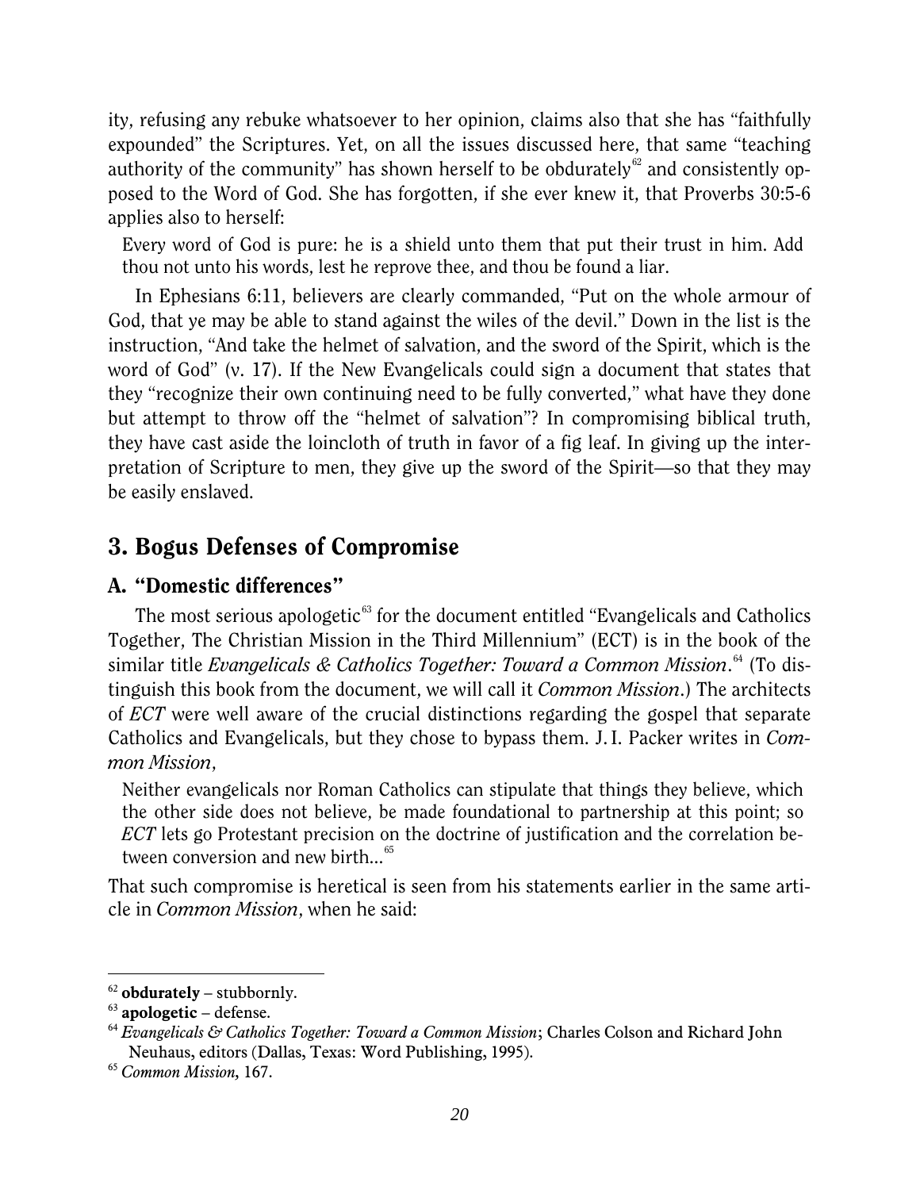ity, refusing any rebuke whatsoever to her opinion, claims also that she has "faithfully expounded" the Scriptures. Yet, on all the issues discussed here, that same "teaching authority of the community" has shown herself to be obdurately[62] and consistently opposed to the Word of God. She has forgotten, if she ever knew it, that Proverbs 30:5-6 applies also to herself:

> Every word of God is pure: he is a shield unto them that put their trust in him. Add thou not unto his words, lest he reprove thee, and thou be found a liar.

In Ephesians 6:11, believers are clearly commanded, "Put on the whole armour of God, that ye may be able to stand against the wiles of the devil." Down in the list is the instruction, "And take the helmet of salvation, and the sword of the Spirit, which is the word of God" (v. 17). If the New Evangelicals could sign a document that states that they "recognize their own continuing need to be fully converted," what have they done but attempt to throw off the "helmet of salvation"? In compromising biblical truth, they have cast aside the loincloth of truth in favor of a fig leaf. In giving up the interpretation of Scripture to men, they give up the sword of the Spirit—so that they may be easily enslaved.

## 3. Bogus Defenses of Compromise

### A. "Domestic differences"

The most serious apologetic[63] for the document entitled "Evangelicals and Catholics Together, The Christian Mission in the Third Millennium" (ECT) is in the book of the similar title *Evangelicals & Catholics Together: Toward a Common Mission*.[64] (To distinguish this book from the document, we will call it *Common Mission*.) The architects of *ECT* were well aware of the crucial distinctions regarding the gospel that separate Catholics and Evangelicals, but they chose to bypass them. J. I. Packer writes in *Common Mission*,

> Neither evangelicals nor Roman Catholics can stipulate that things they believe, which the other side does not believe, be made foundational to partnership at this point; so *ECT* lets go Protestant precision on the doctrine of justification and the correlation between conversion and new birth...[65]

That such compromise is heretical is seen from his statements earlier in the same article in *Common Mission*, when he said:

---

[62] **obdurately** – stubbornly.

[63] **apologetic** – defense.

[64] *Evangelicals & Catholics Together: Toward a Common Mission*; Charles Colson and Richard John Neuhaus, editors (Dallas, Texas: Word Publishing, 1995).

[65] *Common Mission*, 167.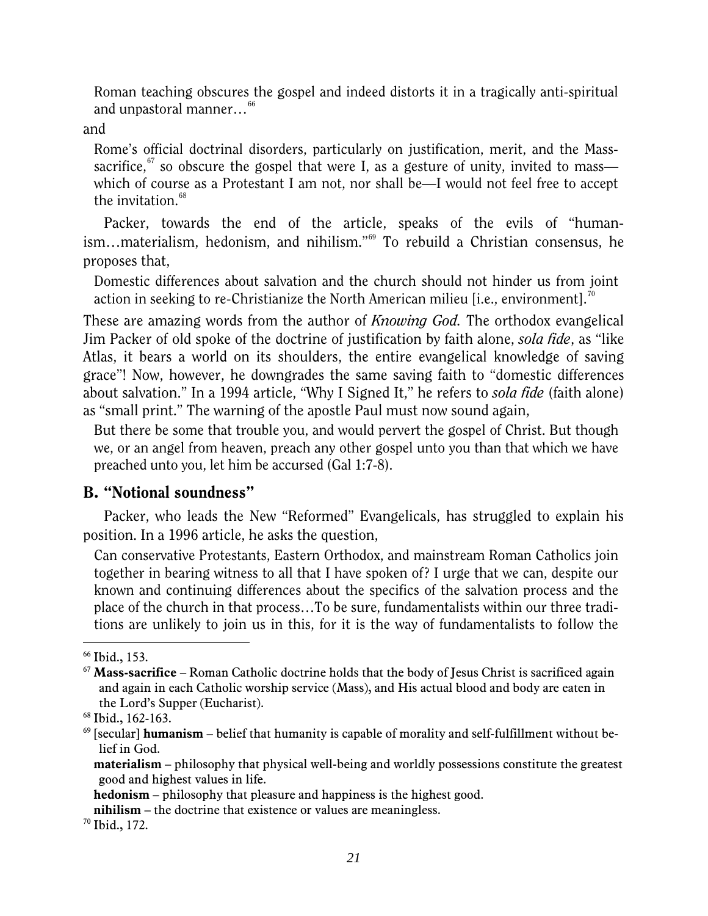> Roman teaching obscures the gospel and indeed distorts it in a tragically anti-spiritual and unpastoral manner…[66]

and

> Rome's official doctrinal disorders, particularly on justification, merit, and the Mass-sacrifice,[67] so obscure the gospel that were I, as a gesture of unity, invited to mass—which of course as a Protestant I am not, nor shall be—I would not feel free to accept the invitation.[68]

Packer, towards the end of the article, speaks of the evils of "humanism…materialism, hedonism, and nihilism."[69] To rebuild a Christian consensus, he proposes that,

> Domestic differences about salvation and the church should not hinder us from joint action in seeking to re-Christianize the North American milieu [i.e., environment].[70]

These are amazing words from the author of *Knowing God.* The orthodox evangelical Jim Packer of old spoke of the doctrine of justification by faith alone, *sola fide*, as "like Atlas, it bears a world on its shoulders, the entire evangelical knowledge of saving grace"! Now, however, he downgrades the same saving faith to "domestic differences about salvation." In a 1994 article, "Why I Signed It," he refers to *sola fide* (faith alone) as "small print." The warning of the apostle Paul must now sound again,

> But there be some that trouble you, and would pervert the gospel of Christ. But though we, or an angel from heaven, preach any other gospel unto you than that which we have preached unto you, let him be accursed (Gal 1:7-8).

### B. "Notional soundness"

Packer, who leads the New "Reformed" Evangelicals, has struggled to explain his position. In a 1996 article, he asks the question,

> Can conservative Protestants, Eastern Orthodox, and mainstream Roman Catholics join together in bearing witness to all that I have spoken of? I urge that we can, despite our known and continuing differences about the specifics of the salvation process and the place of the church in that process…To be sure, fundamentalists within our three traditions are unlikely to join us in this, for it is the way of fundamentalists to follow the

---

[66] Ibid., 153.

[67] **Mass-sacrifice** – Roman Catholic doctrine holds that the body of Jesus Christ is sacrificed again and again in each Catholic worship service (Mass), and His actual blood and body are eaten in the Lord's Supper (Eucharist).

[68] Ibid., 162-163.

[69] [secular] **humanism** – belief that humanity is capable of morality and self-fulfillment without belief in God.
**materialism** – philosophy that physical well-being and worldly possessions constitute the greatest good and highest values in life.
**hedonism** – philosophy that pleasure and happiness is the highest good.
**nihilism** – the doctrine that existence or values are meaningless.

[70] Ibid., 172.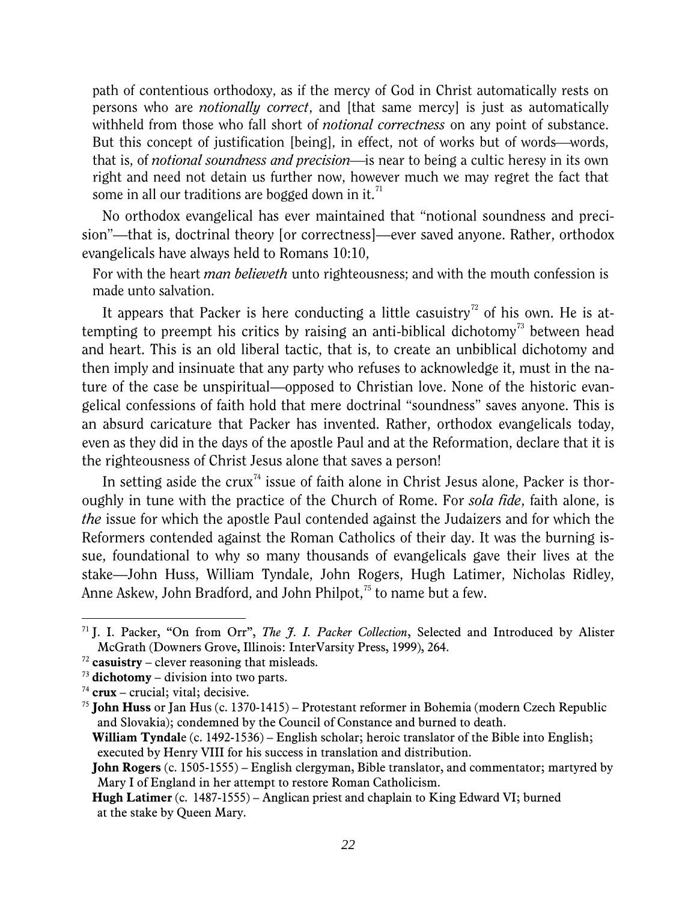> path of contentious orthodoxy, as if the mercy of God in Christ automatically rests on persons who are *notionally correct*, and [that same mercy] is just as automatically withheld from those who fall short of *notional correctness* on any point of substance. But this concept of justification [being], in effect, not of works but of words—words, that is, of *notional soundness and precision*—is near to being a cultic heresy in its own right and need not detain us further now, however much we may regret the fact that some in all our traditions are bogged down in it.[71]

No orthodox evangelical has ever maintained that "notional soundness and precision"—that is, doctrinal theory [or correctness]—ever saved anyone. Rather, orthodox evangelicals have always held to Romans 10:10,

> For with the heart *man believeth* unto righteousness; and with the mouth confession is made unto salvation.

It appears that Packer is here conducting a little casuistry[72] of his own. He is attempting to preempt his critics by raising an anti-biblical dichotomy[73] between head and heart. This is an old liberal tactic, that is, to create an unbiblical dichotomy and then imply and insinuate that any party who refuses to acknowledge it, must in the nature of the case be unspiritual—opposed to Christian love. None of the historic evangelical confessions of faith hold that mere doctrinal "soundness" saves anyone. This is an absurd caricature that Packer has invented. Rather, orthodox evangelicals today, even as they did in the days of the apostle Paul and at the Reformation, declare that it is the righteousness of Christ Jesus alone that saves a person!

In setting aside the crux[74] issue of faith alone in Christ Jesus alone, Packer is thoroughly in tune with the practice of the Church of Rome. For *sola fide*, faith alone, is *the* issue for which the apostle Paul contended against the Judaizers and for which the Reformers contended against the Roman Catholics of their day. It was the burning issue, foundational to why so many thousands of evangelicals gave their lives at the stake—John Huss, William Tyndale, John Rogers, Hugh Latimer, Nicholas Ridley, Anne Askew, John Bradford, and John Philpot,[75] to name but a few.

---

[71] J. I. Packer, "On from Orr", *The J. I. Packer Collection*, Selected and Introduced by Alister McGrath (Downers Grove, Illinois: InterVarsity Press, 1999), 264.

[72] **casuistry** – clever reasoning that misleads.

[73] **dichotomy** – division into two parts.

[74] **crux** – crucial; vital; decisive.

[75] **John Huss** or Jan Hus (c. 1370-1415) – Protestant reformer in Bohemia (modern Czech Republic and Slovakia); condemned by the Council of Constance and burned to death.
**William Tyndale** (c. 1492-1536) – English scholar; heroic translator of the Bible into English; executed by Henry VIII for his success in translation and distribution.
**John Rogers** (c. 1505-1555) – English clergyman, Bible translator, and commentator; martyred by Mary I of England in her attempt to restore Roman Catholicism.
**Hugh Latimer** (c. 1487-1555) – Anglican priest and chaplain to King Edward VI; burned at the stake by Queen Mary.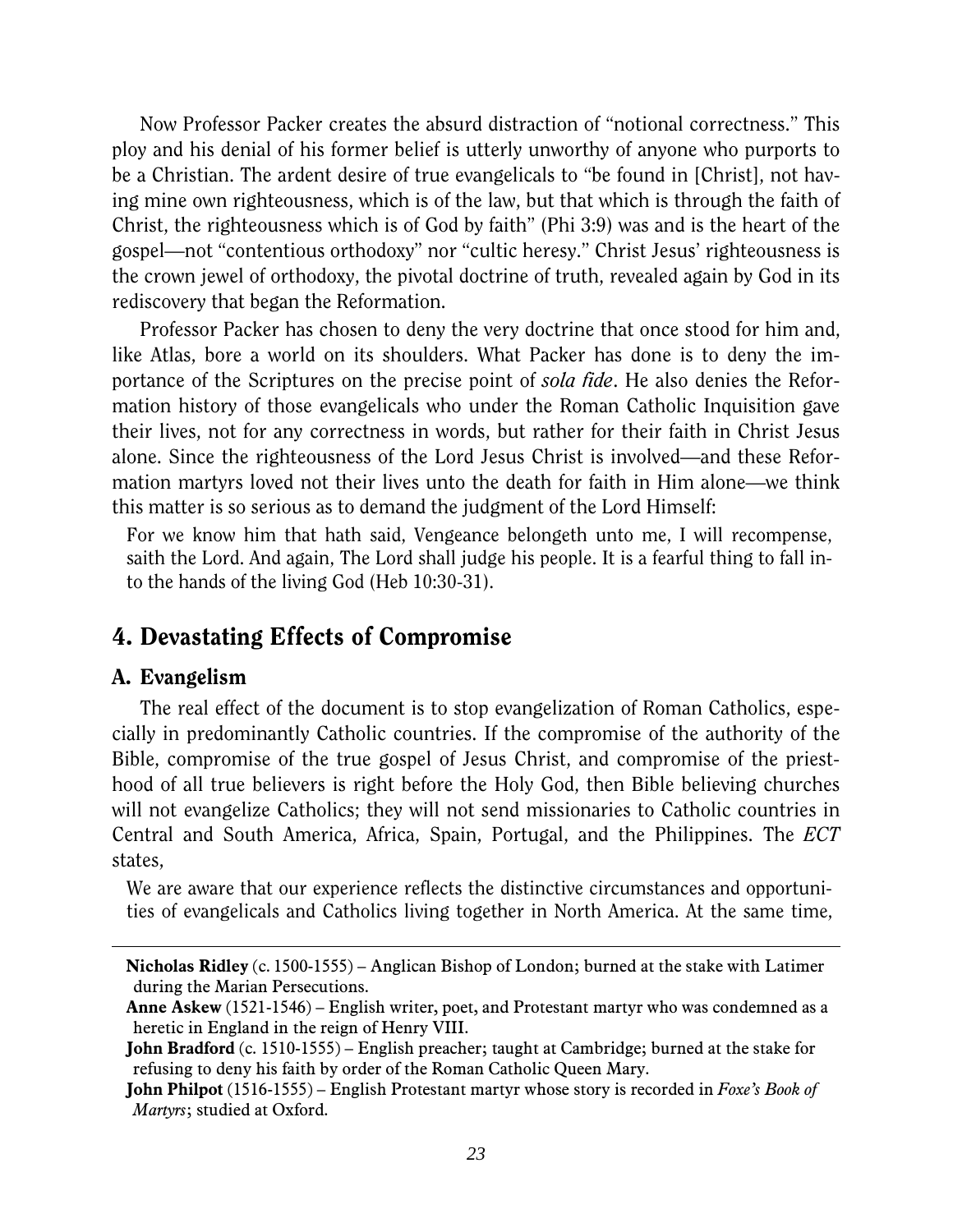Now Professor Packer creates the absurd distraction of "notional correctness." This ploy and his denial of his former belief is utterly unworthy of anyone who purports to be a Christian. The ardent desire of true evangelicals to "be found in [Christ], not having mine own righteousness, which is of the law, but that which is through the faith of Christ, the righteousness which is of God by faith" (Phi 3:9) was and is the heart of the gospel—not "contentious orthodoxy" nor "cultic heresy." Christ Jesus' righteousness is the crown jewel of orthodoxy, the pivotal doctrine of truth, revealed again by God in its rediscovery that began the Reformation.

Professor Packer has chosen to deny the very doctrine that once stood for him and, like Atlas, bore a world on its shoulders. What Packer has done is to deny the importance of the Scriptures on the precise point of *sola fide*. He also denies the Reformation history of those evangelicals who under the Roman Catholic Inquisition gave their lives, not for any correctness in words, but rather for their faith in Christ Jesus alone. Since the righteousness of the Lord Jesus Christ is involved—and these Reformation martyrs loved not their lives unto the death for faith in Him alone—we think this matter is so serious as to demand the judgment of the Lord Himself:

> For we know him that hath said, Vengeance belongeth unto me, I will recompense, saith the Lord. And again, The Lord shall judge his people. It is a fearful thing to fall into the hands of the living God (Heb 10:30-31).

## 4. Devastating Effects of Compromise

### A. Evangelism

The real effect of the document is to stop evangelization of Roman Catholics, especially in predominantly Catholic countries. If the compromise of the authority of the Bible, compromise of the true gospel of Jesus Christ, and compromise of the priesthood of all true believers is right before the Holy God, then Bible believing churches will not evangelize Catholics; they will not send missionaries to Catholic countries in Central and South America, Africa, Spain, Portugal, and the Philippines. The *ECT* states,

> We are aware that our experience reflects the distinctive circumstances and opportunities of evangelicals and Catholics living together in North America. At the same time,

---

**Nicholas Ridley** (c. 1500-1555) – Anglican Bishop of London; burned at the stake with Latimer during the Marian Persecutions.

**Anne Askew** (1521-1546) – English writer, poet, and Protestant martyr who was condemned as a heretic in England in the reign of Henry VIII.

**John Bradford** (c. 1510-1555) – English preacher; taught at Cambridge; burned at the stake for refusing to deny his faith by order of the Roman Catholic Queen Mary.

**John Philpot** (1516-1555) – English Protestant martyr whose story is recorded in *Foxe's Book of Martyrs*; studied at Oxford.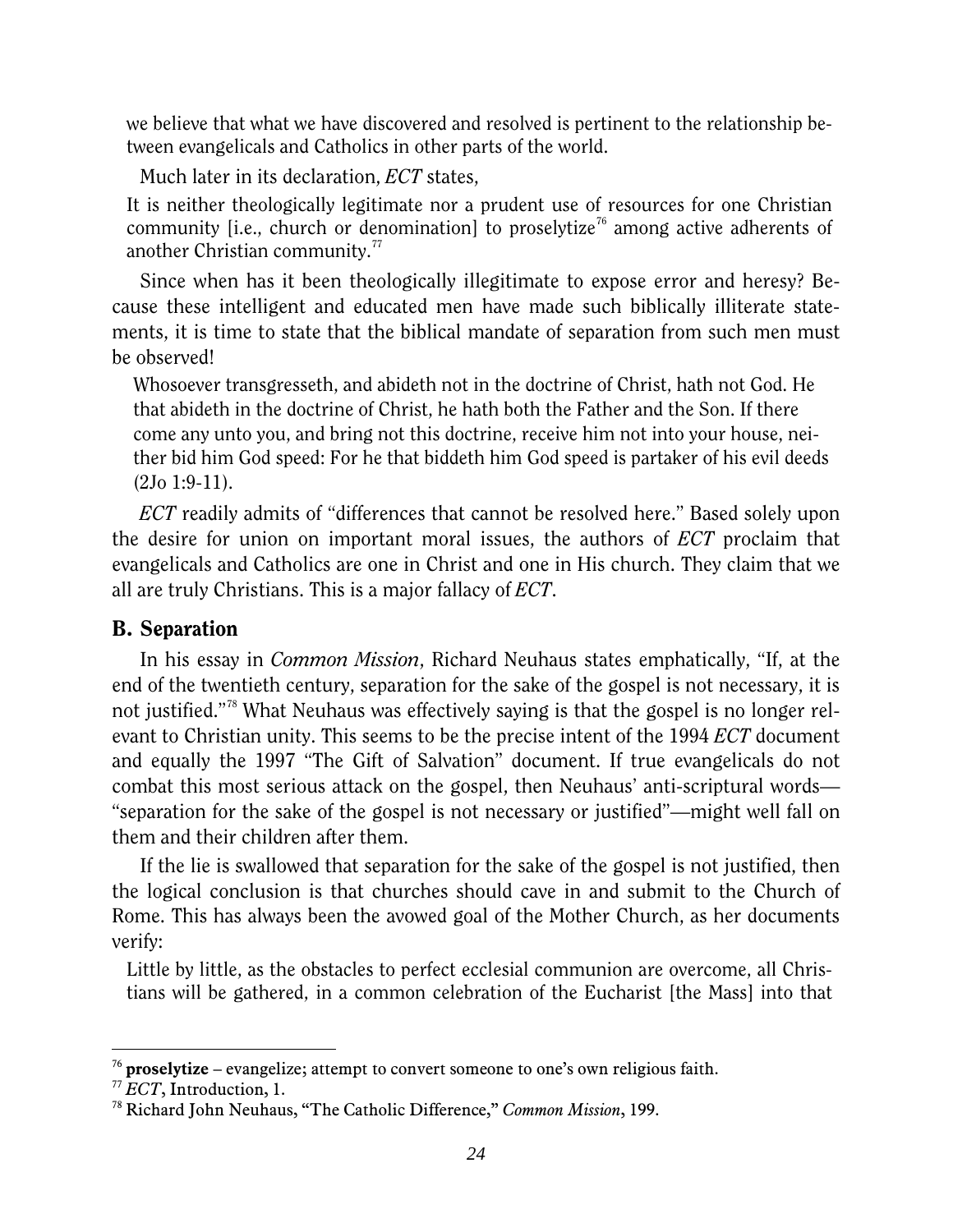> we believe that what we have discovered and resolved is pertinent to the relationship between evangelicals and Catholics in other parts of the world.

Much later in its declaration, *ECT* states,

> It is neither theologically legitimate nor a prudent use of resources for one Christian community [i.e., church or denomination] to proselytize[76] among active adherents of another Christian community.[77]

Since when has it been theologically illegitimate to expose error and heresy? Because these intelligent and educated men have made such biblically illiterate statements, it is time to state that the biblical mandate of separation from such men must be observed!

> Whosoever transgresseth, and abideth not in the doctrine of Christ, hath not God. He that abideth in the doctrine of Christ, he hath both the Father and the Son. If there come any unto you, and bring not this doctrine, receive him not into your house, neither bid him God speed: For he that biddeth him God speed is partaker of his evil deeds (2Jo 1:9-11).

*ECT* readily admits of "differences that cannot be resolved here." Based solely upon the desire for union on important moral issues, the authors of *ECT* proclaim that evangelicals and Catholics are one in Christ and one in His church. They claim that we all are truly Christians. This is a major fallacy of *ECT*.

## B. Separation

In his essay in *Common Mission*, Richard Neuhaus states emphatically, "If, at the end of the twentieth century, separation for the sake of the gospel is not necessary, it is not justified."[78] What Neuhaus was effectively saying is that the gospel is no longer relevant to Christian unity. This seems to be the precise intent of the 1994 *ECT* document and equally the 1997 "The Gift of Salvation" document. If true evangelicals do not combat this most serious attack on the gospel, then Neuhaus' anti-scriptural words—"separation for the sake of the gospel is not necessary or justified"—might well fall on them and their children after them.

If the lie is swallowed that separation for the sake of the gospel is not justified, then the logical conclusion is that churches should cave in and submit to the Church of Rome. This has always been the avowed goal of the Mother Church, as her documents verify:

> Little by little, as the obstacles to perfect ecclesial communion are overcome, all Christians will be gathered, in a common celebration of the Eucharist [the Mass] into that

---

[76] **proselytize** – evangelize; attempt to convert someone to one's own religious faith.

[77] *ECT*, Introduction, 1.

[78] Richard John Neuhaus, "The Catholic Difference," *Common Mission*, 199.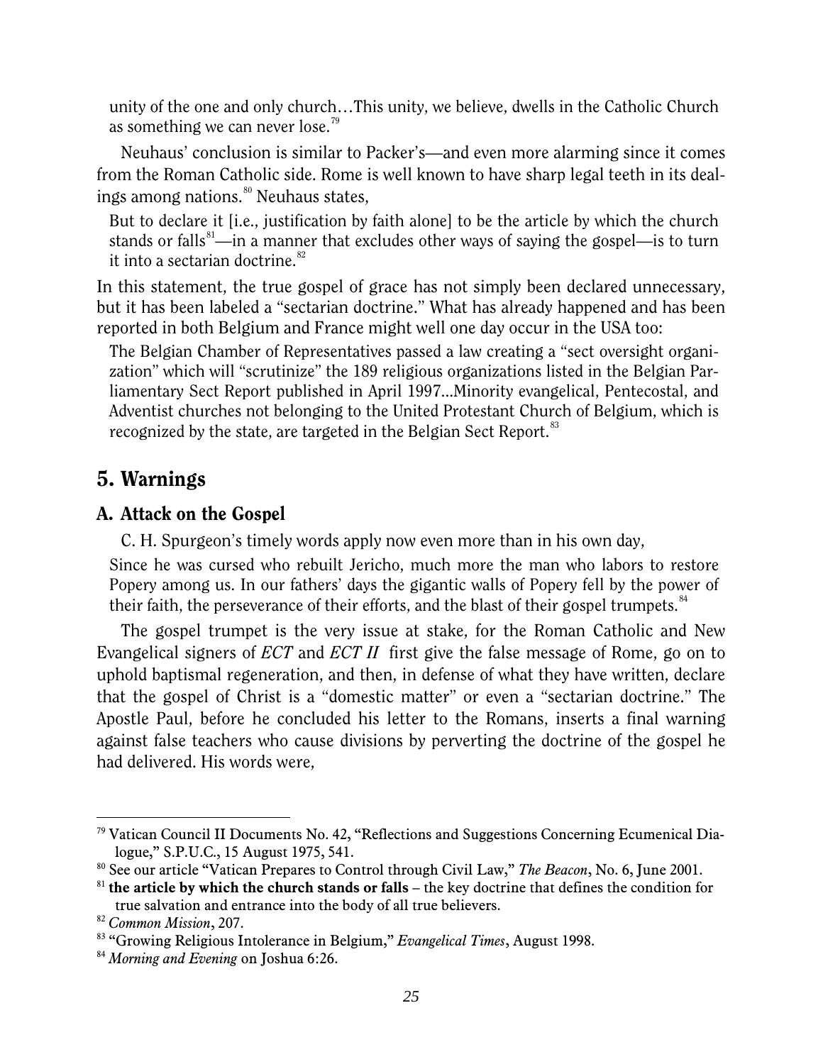> unity of the one and only church…This unity, we believe, dwells in the Catholic Church as something we can never lose.[79]

Neuhaus' conclusion is similar to Packer's—and even more alarming since it comes from the Roman Catholic side. Rome is well known to have sharp legal teeth in its dealings among nations.[80] Neuhaus states,

> But to declare it [i.e., justification by faith alone] to be the article by which the church stands or falls[81]—in a manner that excludes other ways of saying the gospel—is to turn it into a sectarian doctrine.[82]

In this statement, the true gospel of grace has not simply been declared unnecessary, but it has been labeled a "sectarian doctrine." What has already happened and has been reported in both Belgium and France might well one day occur in the USA too:

> The Belgian Chamber of Representatives passed a law creating a "sect oversight organization" which will "scrutinize" the 189 religious organizations listed in the Belgian Parliamentary Sect Report published in April 1997...Minority evangelical, Pentecostal, and Adventist churches not belonging to the United Protestant Church of Belgium, which is recognized by the state, are targeted in the Belgian Sect Report.[83]

## 5. Warnings

### A. Attack on the Gospel

C. H. Spurgeon's timely words apply now even more than in his own day,

> Since he was cursed who rebuilt Jericho, much more the man who labors to restore Popery among us. In our fathers' days the gigantic walls of Popery fell by the power of their faith, the perseverance of their efforts, and the blast of their gospel trumpets.[84]

The gospel trumpet is the very issue at stake, for the Roman Catholic and New Evangelical signers of *ECT* and *ECT II* first give the false message of Rome, go on to uphold baptismal regeneration, and then, in defense of what they have written, declare that the gospel of Christ is a "domestic matter" or even a "sectarian doctrine." The Apostle Paul, before he concluded his letter to the Romans, inserts a final warning against false teachers who cause divisions by perverting the doctrine of the gospel he had delivered. His words were,

---

[79] Vatican Council II Documents No. 42, "Reflections and Suggestions Concerning Ecumenical Dialogue," S.P.U.C., 15 August 1975, 541.

[80] See our article "Vatican Prepares to Control through Civil Law," *The Beacon*, No. 6, June 2001.

[81] **the article by which the church stands or falls** – the key doctrine that defines the condition for true salvation and entrance into the body of all true believers.

[82] *Common Mission*, 207.

[83] "Growing Religious Intolerance in Belgium," *Evangelical Times*, August 1998.

[84] *Morning and Evening* on Joshua 6:26.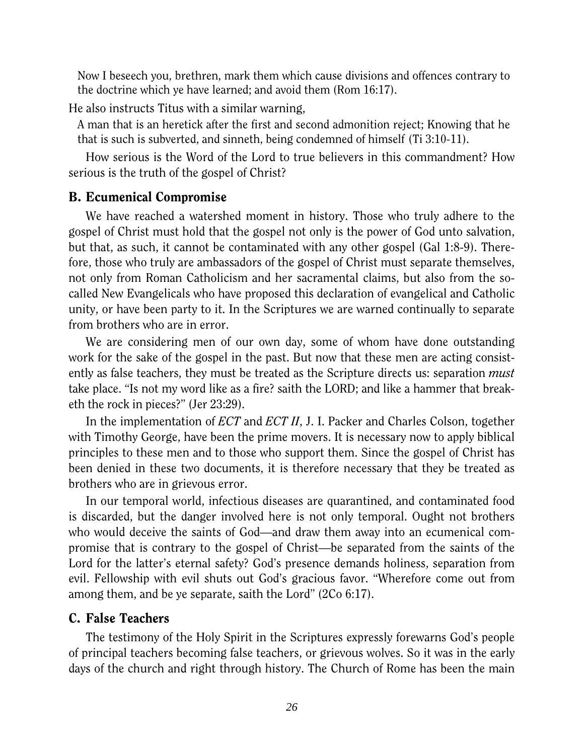> Now I beseech you, brethren, mark them which cause divisions and offences contrary to the doctrine which ye have learned; and avoid them (Rom 16:17).

He also instructs Titus with a similar warning,

> A man that is an heretick after the first and second admonition reject; Knowing that he that is such is subverted, and sinneth, being condemned of himself (Ti 3:10-11).

How serious is the Word of the Lord to true believers in this commandment? How serious is the truth of the gospel of Christ?

## B. Ecumenical Compromise

We have reached a watershed moment in history. Those who truly adhere to the gospel of Christ must hold that the gospel not only is the power of God unto salvation, but that, as such, it cannot be contaminated with any other gospel (Gal 1:8-9). Therefore, those who truly are ambassadors of the gospel of Christ must separate themselves, not only from Roman Catholicism and her sacramental claims, but also from the so-called New Evangelicals who have proposed this declaration of evangelical and Catholic unity, or have been party to it. In the Scriptures we are warned continually to separate from brothers who are in error.

We are considering men of our own day, some of whom have done outstanding work for the sake of the gospel in the past. But now that these men are acting consistently as false teachers, they must be treated as the Scripture directs us: separation *must* take place. "Is not my word like as a fire? saith the LORD; and like a hammer that breaketh the rock in pieces?" (Jer 23:29).

In the implementation of *ECT* and *ECT II*, J. I. Packer and Charles Colson, together with Timothy George, have been the prime movers. It is necessary now to apply biblical principles to these men and to those who support them. Since the gospel of Christ has been denied in these two documents, it is therefore necessary that they be treated as brothers who are in grievous error.

In our temporal world, infectious diseases are quarantined, and contaminated food is discarded, but the danger involved here is not only temporal. Ought not brothers who would deceive the saints of God—and draw them away into an ecumenical compromise that is contrary to the gospel of Christ—be separated from the saints of the Lord for the latter's eternal safety? God's presence demands holiness, separation from evil. Fellowship with evil shuts out God's gracious favor. "Wherefore come out from among them, and be ye separate, saith the Lord" (2Co 6:17).

## C. False Teachers

The testimony of the Holy Spirit in the Scriptures expressly forewarns God's people of principal teachers becoming false teachers, or grievous wolves. So it was in the early days of the church and right through history. The Church of Rome has been the main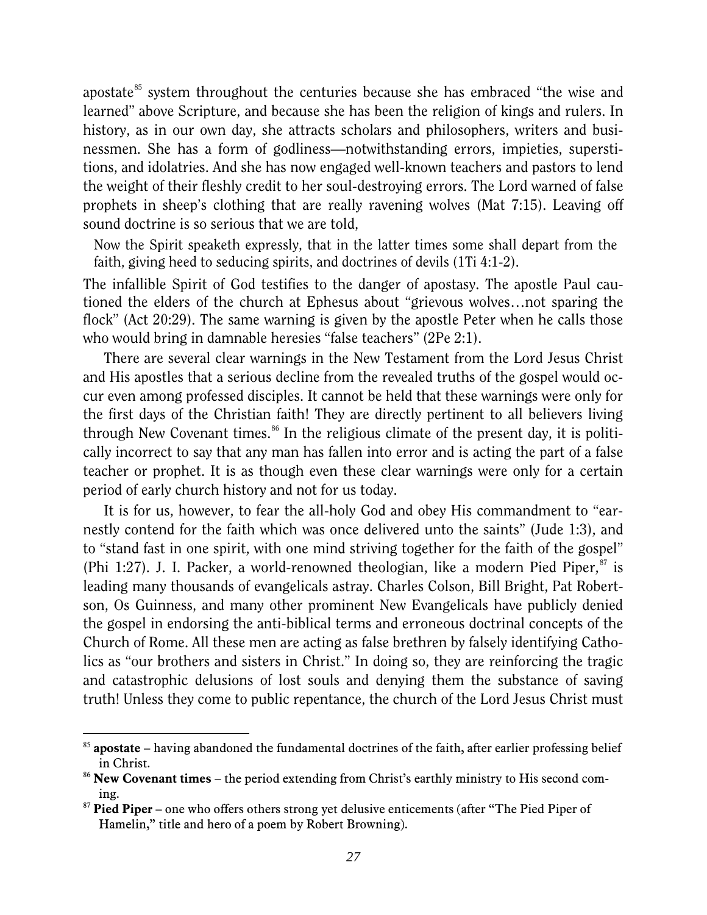apostate[85] system throughout the centuries because she has embraced "the wise and learned" above Scripture, and because she has been the religion of kings and rulers. In history, as in our own day, she attracts scholars and philosophers, writers and businessmen. She has a form of godliness—notwithstanding errors, impieties, superstitions, and idolatries. And she has now engaged well-known teachers and pastors to lend the weight of their fleshly credit to her soul-destroying errors. The Lord warned of false prophets in sheep's clothing that are really ravening wolves (Mat 7:15). Leaving off sound doctrine is so serious that we are told,

> Now the Spirit speaketh expressly, that in the latter times some shall depart from the faith, giving heed to seducing spirits, and doctrines of devils (1Ti 4:1-2).

The infallible Spirit of God testifies to the danger of apostasy. The apostle Paul cautioned the elders of the church at Ephesus about "grievous wolves…not sparing the flock" (Act 20:29). The same warning is given by the apostle Peter when he calls those who would bring in damnable heresies "false teachers" (2Pe 2:1).

There are several clear warnings in the New Testament from the Lord Jesus Christ and His apostles that a serious decline from the revealed truths of the gospel would occur even among professed disciples. It cannot be held that these warnings were only for the first days of the Christian faith! They are directly pertinent to all believers living through New Covenant times.[86] In the religious climate of the present day, it is politically incorrect to say that any man has fallen into error and is acting the part of a false teacher or prophet. It is as though even these clear warnings were only for a certain period of early church history and not for us today.

It is for us, however, to fear the all-holy God and obey His commandment to "earnestly contend for the faith which was once delivered unto the saints" (Jude 1:3), and to "stand fast in one spirit, with one mind striving together for the faith of the gospel" (Phi 1:27). J. I. Packer, a world-renowned theologian, like a modern Pied Piper,[87] is leading many thousands of evangelicals astray. Charles Colson, Bill Bright, Pat Robertson, Os Guinness, and many other prominent New Evangelicals have publicly denied the gospel in endorsing the anti-biblical terms and erroneous doctrinal concepts of the Church of Rome. All these men are acting as false brethren by falsely identifying Catholics as "our brothers and sisters in Christ." In doing so, they are reinforcing the tragic and catastrophic delusions of lost souls and denying them the substance of saving truth! Unless they come to public repentance, the church of the Lord Jesus Christ must

---

[85] **apostate** – having abandoned the fundamental doctrines of the faith, after earlier professing belief in Christ.

[86] **New Covenant times** – the period extending from Christ's earthly ministry to His second coming.

[87] **Pied Piper** – one who offers others strong yet delusive enticements (after "The Pied Piper of Hamelin," title and hero of a poem by Robert Browning).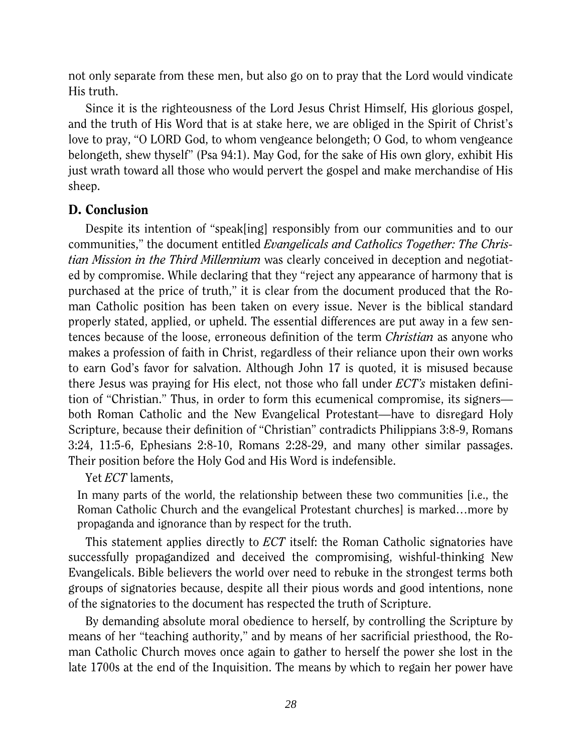not only separate from these men, but also go on to pray that the Lord would vindicate His truth.

Since it is the righteousness of the Lord Jesus Christ Himself, His glorious gospel, and the truth of His Word that is at stake here, we are obliged in the Spirit of Christ's love to pray, "O LORD God, to whom vengeance belongeth; O God, to whom vengeance belongeth, shew thyself" (Psa 94:1). May God, for the sake of His own glory, exhibit His just wrath toward all those who would pervert the gospel and make merchandise of His sheep.

## D. Conclusion

Despite its intention of "speak[ing] responsibly from our communities and to our communities," the document entitled *Evangelicals and Catholics Together: The Christian Mission in the Third Millennium* was clearly conceived in deception and negotiated by compromise. While declaring that they "reject any appearance of harmony that is purchased at the price of truth," it is clear from the document produced that the Roman Catholic position has been taken on every issue. Never is the biblical standard properly stated, applied, or upheld. The essential differences are put away in a few sentences because of the loose, erroneous definition of the term *Christian* as anyone who makes a profession of faith in Christ, regardless of their reliance upon their own works to earn God's favor for salvation. Although John 17 is quoted, it is misused because there Jesus was praying for His elect, not those who fall under *ECT's* mistaken definition of "Christian." Thus, in order to form this ecumenical compromise, its signers—both Roman Catholic and the New Evangelical Protestant—have to disregard Holy Scripture, because their definition of "Christian" contradicts Philippians 3:8-9, Romans 3:24, 11:5-6, Ephesians 2:8-10, Romans 2:28-29, and many other similar passages. Their position before the Holy God and His Word is indefensible.

Yet *ECT* laments,

> In many parts of the world, the relationship between these two communities [i.e., the Roman Catholic Church and the evangelical Protestant churches] is marked…more by propaganda and ignorance than by respect for the truth.

This statement applies directly to *ECT* itself: the Roman Catholic signatories have successfully propagandized and deceived the compromising, wishful-thinking New Evangelicals. Bible believers the world over need to rebuke in the strongest terms both groups of signatories because, despite all their pious words and good intentions, none of the signatories to the document has respected the truth of Scripture.

By demanding absolute moral obedience to herself, by controlling the Scripture by means of her "teaching authority," and by means of her sacrificial priesthood, the Roman Catholic Church moves once again to gather to herself the power she lost in the late 1700s at the end of the Inquisition. The means by which to regain her power have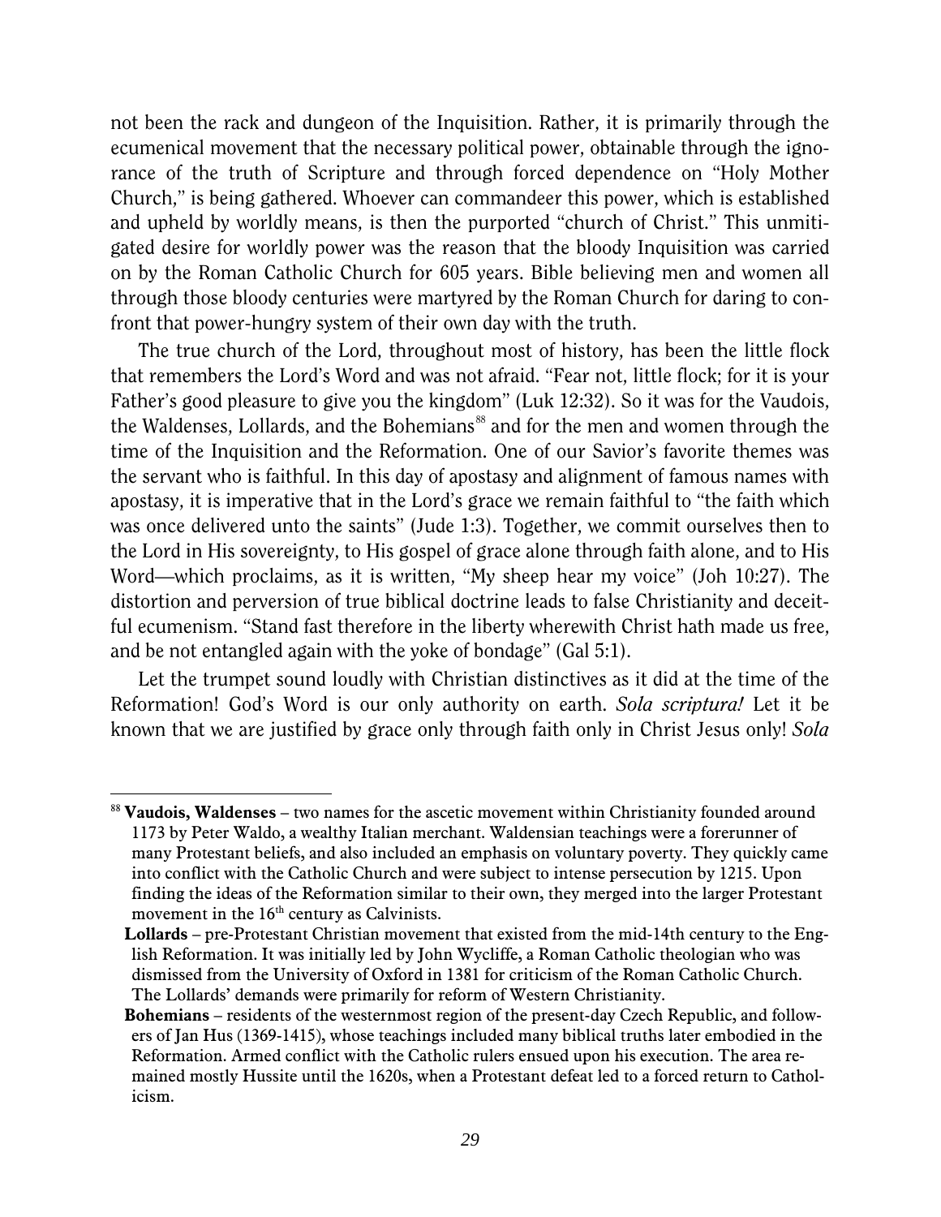not been the rack and dungeon of the Inquisition. Rather, it is primarily through the ecumenical movement that the necessary political power, obtainable through the ignorance of the truth of Scripture and through forced dependence on "Holy Mother Church," is being gathered. Whoever can commandeer this power, which is established and upheld by worldly means, is then the purported "church of Christ." This unmitigated desire for worldly power was the reason that the bloody Inquisition was carried on by the Roman Catholic Church for 605 years. Bible believing men and women all through those bloody centuries were martyred by the Roman Church for daring to confront that power-hungry system of their own day with the truth.

The true church of the Lord, throughout most of history, has been the little flock that remembers the Lord's Word and was not afraid. "Fear not, little flock; for it is your Father's good pleasure to give you the kingdom" (Luk 12:32). So it was for the Vaudois, the Waldenses, Lollards, and the Bohemians[88] and for the men and women through the time of the Inquisition and the Reformation. One of our Savior's favorite themes was the servant who is faithful. In this day of apostasy and alignment of famous names with apostasy, it is imperative that in the Lord's grace we remain faithful to "the faith which was once delivered unto the saints" (Jude 1:3). Together, we commit ourselves then to the Lord in His sovereignty, to His gospel of grace alone through faith alone, and to His Word—which proclaims, as it is written, "My sheep hear my voice" (Joh 10:27). The distortion and perversion of true biblical doctrine leads to false Christianity and deceitful ecumenism. "Stand fast therefore in the liberty wherewith Christ hath made us free, and be not entangled again with the yoke of bondage" (Gal 5:1).

Let the trumpet sound loudly with Christian distinctives as it did at the time of the Reformation! God's Word is our only authority on earth. *Sola scriptura!* Let it be known that we are justified by grace only through faith only in Christ Jesus only! *Sola*

---

[88] **Vaudois, Waldenses** – two names for the ascetic movement within Christianity founded around 1173 by Peter Waldo, a wealthy Italian merchant. Waldensian teachings were a forerunner of many Protestant beliefs, and also included an emphasis on voluntary poverty. They quickly came into conflict with the Catholic Church and were subject to intense persecution by 1215. Upon finding the ideas of the Reformation similar to their own, they merged into the larger Protestant movement in the 16th century as Calvinists.

**Lollards** – pre-Protestant Christian movement that existed from the mid-14th century to the English Reformation. It was initially led by John Wycliffe, a Roman Catholic theologian who was dismissed from the University of Oxford in 1381 for criticism of the Roman Catholic Church. The Lollards' demands were primarily for reform of Western Christianity.

**Bohemians** – residents of the westernmost region of the present-day Czech Republic, and followers of Jan Hus (1369-1415), whose teachings included many biblical truths later embodied in the Reformation. Armed conflict with the Catholic rulers ensued upon his execution. The area remained mostly Hussite until the 1620s, when a Protestant defeat led to a forced return to Catholicism.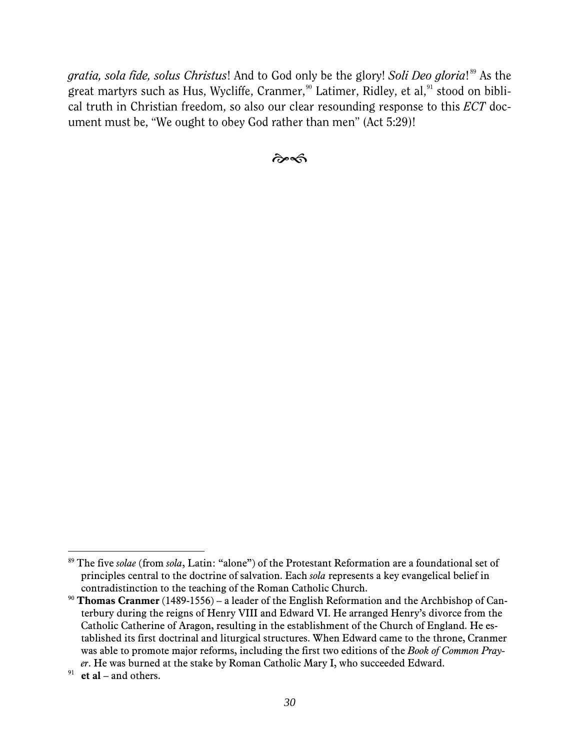*gratia, sola fide, solus Christus*! And to God only be the glory! *Soli Deo gloria*![89] As the great martyrs such as Hus, Wycliffe, Cranmer,[90] Latimer, Ridley, et al,[91] stood on biblical truth in Christian freedom, so also our clear resounding response to this *ECT* document must be, "We ought to obey God rather than men" (Act 5:29)!

☙❧

---

[89] The five *solae* (from *sola*, Latin: "alone") of the Protestant Reformation are a foundational set of principles central to the doctrine of salvation. Each *sola* represents a key evangelical belief in contradistinction to the teaching of the Roman Catholic Church.

[90] **Thomas Cranmer** (1489-1556) – a leader of the English Reformation and the Archbishop of Canterbury during the reigns of Henry VIII and Edward VI. He arranged Henry's divorce from the Catholic Catherine of Aragon, resulting in the establishment of the Church of England. He established its first doctrinal and liturgical structures. When Edward came to the throne, Cranmer was able to promote major reforms, including the first two editions of the *Book of Common Prayer*. He was burned at the stake by Roman Catholic Mary I, who succeeded Edward.

[91] **et al** – and others.